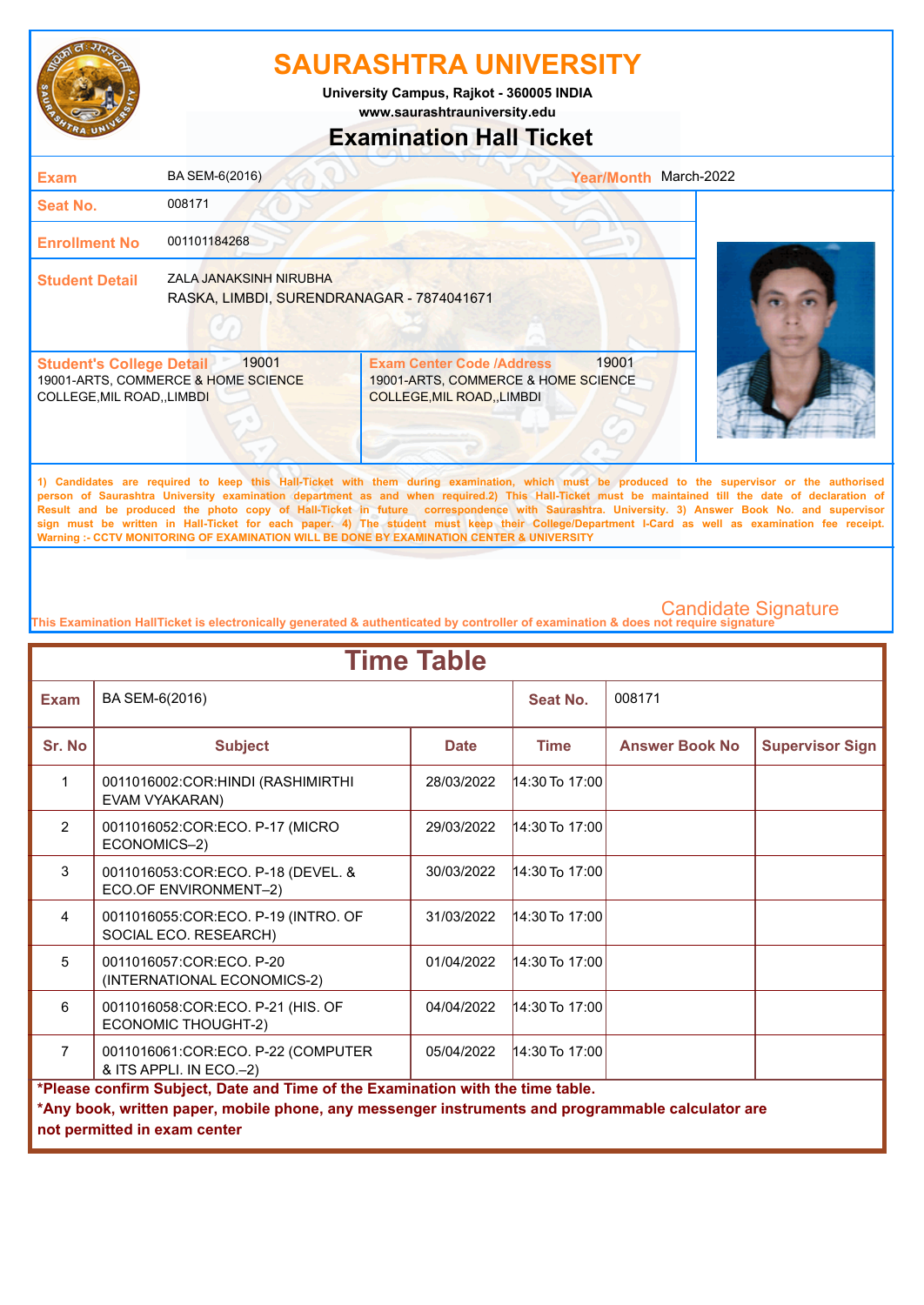# SAURASHTRA UNIVERSITY

**University Campus, Rajkot - 360005 INDIA**

**www.saurashtrauniversity.edu**

## Examination Hall Ticket

| | | | |
|---|---|---|---|
| **Exam** | BA SEM-6(2016) | **Year/Month** | March-2022 |
| **Seat No.** | 008171 | | |
| **Enrollment No** | 001101184268 | | |
| **Student Detail** | ZALA JANAKSINH NIRUBHA<br>RASKA, LIMBDI, SURENDRANAGAR - 7874041671 | | |

| **Student's College Detail** 19001 | **Exam Center Code /Address** 19001 |
|---|---|
| 19001-ARTS, COMMERCE & HOME SCIENCE COLLEGE,MIL ROAD,,LIMBDI | 19001-ARTS, COMMERCE & HOME SCIENCE COLLEGE,MIL ROAD,,LIMBDI |

1) Candidates are required to keep this Hall-Ticket with them during examination, which must be produced to the supervisor or the authorised person of Saurashtra University examination department as and when required.2) This Hall-Ticket must be maintained till the date of declaration of Result and be produced the photo copy of Hall-Ticket in future correspondence with Saurashtra. University. 3) Answer Book No. and supervisor sign must be written in Hall-Ticket for each paper. 4) The student must keep their College/Department I-Card as well as examination fee receipt.
Warning :- CCTV MONITORING OF EXAMINATION WILL BE DONE BY EXAMINATION CENTER & UNIVERSITY

Candidate Signature

This Examination HallTicket is electronically generated & authenticated by controller of examination & does not require signature

## Time Table

| **Exam** | BA SEM-6(2016) | | **Seat No.** | 008171 | |
|---|---|---|---|---|---|
| **Sr. No** | **Subject** | **Date** | **Time** | **Answer Book No** | **Supervisor Sign** |
| 1 | 0011016002:COR:HINDI (RASHIMIRTHI EVAM VYAKARAN) | 28/03/2022 | 14:30 To 17:00 | | |
| 2 | 0011016052:COR:ECO. P-17 (MICRO ECONOMICS–2) | 29/03/2022 | 14:30 To 17:00 | | |
| 3 | 0011016053:COR:ECO. P-18 (DEVEL. & ECO.OF ENVIRONMENT–2) | 30/03/2022 | 14:30 To 17:00 | | |
| 4 | 0011016055:COR:ECO. P-19 (INTRO. OF SOCIAL ECO. RESEARCH) | 31/03/2022 | 14:30 To 17:00 | | |
| 5 | 0011016057:COR:ECO. P-20 (INTERNATIONAL ECONOMICS-2) | 01/04/2022 | 14:30 To 17:00 | | |
| 6 | 0011016058:COR:ECO. P-21 (HIS. OF ECONOMIC THOUGHT-2) | 04/04/2022 | 14:30 To 17:00 | | |
| 7 | 0011016061:COR:ECO. P-22 (COMPUTER & ITS APPLI. IN ECO.–2) | 05/04/2022 | 14:30 To 17:00 | | |

**\*Please confirm Subject, Date and Time of the Examination with the time table.**

**\*Any book, written paper, mobile phone, any messenger instruments and programmable calculator are not permitted in exam center**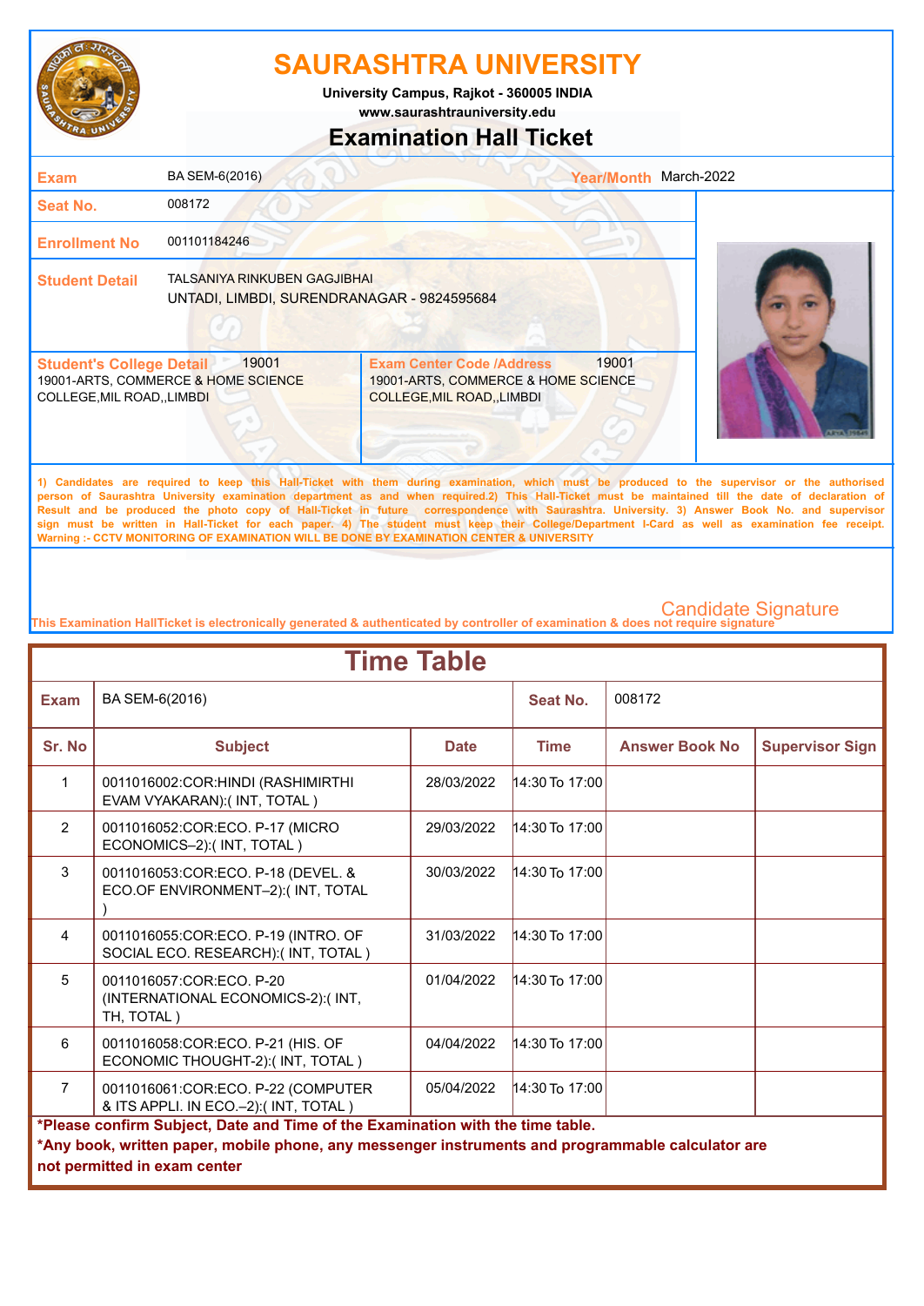# SAURASHTRA UNIVERSITY

University Campus, Rajkot - 360005 INDIA
www.saurashtrauniversity.edu

## Examination Hall Ticket

| | | | |
|---|---|---|---|
| **Exam** | BA SEM-6(2016) | **Year/Month** | March-2022 |
| **Seat No.** | 008172 | | |
| **Enrollment No** | 001101184246 | | |
| **Student Detail** | TALSANIYA RINKUBEN GAGJIBHAI<br>UNTADI, LIMBDI, SURENDRANAGAR - 9824595684 | | |

| **Student's College Detail** 19001 | **Exam Center Code /Address** 19001 |
|---|---|
| 19001-ARTS, COMMERCE & HOME SCIENCE COLLEGE,MIL ROAD,,LIMBDI | 19001-ARTS, COMMERCE & HOME SCIENCE COLLEGE,MIL ROAD,,LIMBDI |

1) Candidates are required to keep this Hall-Ticket with them during examination, which must be produced to the supervisor or the authorised person of Saurashtra University examination department as and when required.2) This Hall-Ticket must be maintained till the date of declaration of Result and be produced the photo copy of Hall-Ticket in future correspondence with Saurashtra. University. 3) Answer Book No. and supervisor sign must be written in Hall-Ticket for each paper. 4) The student must keep their College/Department I-Card as well as examination fee receipt.
Warning :- CCTV MONITORING OF EXAMINATION WILL BE DONE BY EXAMINATION CENTER & UNIVERSITY

Candidate Signature

This Examination HallTicket is electronically generated & authenticated by controller of examination & does not require signature

## Time Table

| **Exam** | BA SEM-6(2016) | | **Seat No.** | 008172 | |
|---|---|---|---|---|---|
| **Sr. No** | **Subject** | **Date** | **Time** | **Answer Book No** | **Supervisor Sign** |
| 1 | 0011016002:COR:HINDI (RASHIMIRTHI EVAM VYAKARAN):( INT, TOTAL ) | 28/03/2022 | 14:30 To 17:00 | | |
| 2 | 0011016052:COR:ECO. P-17 (MICRO ECONOMICS–2):( INT, TOTAL ) | 29/03/2022 | 14:30 To 17:00 | | |
| 3 | 0011016053:COR:ECO. P-18 (DEVEL. & ECO.OF ENVIRONMENT–2):( INT, TOTAL ) | 30/03/2022 | 14:30 To 17:00 | | |
| 4 | 0011016055:COR:ECO. P-19 (INTRO. OF SOCIAL ECO. RESEARCH):( INT, TOTAL ) | 31/03/2022 | 14:30 To 17:00 | | |
| 5 | 0011016057:COR:ECO. P-20 (INTERNATIONAL ECONOMICS-2):( INT, TH, TOTAL ) | 01/04/2022 | 14:30 To 17:00 | | |
| 6 | 0011016058:COR:ECO. P-21 (HIS. OF ECONOMIC THOUGHT-2):( INT, TOTAL ) | 04/04/2022 | 14:30 To 17:00 | | |
| 7 | 0011016061:COR:ECO. P-22 (COMPUTER & ITS APPLI. IN ECO.–2):( INT, TOTAL ) | 05/04/2022 | 14:30 To 17:00 | | |

**\*Please confirm Subject, Date and Time of the Examination with the time table.**
**\*Any book, written paper, mobile phone, any messenger instruments and programmable calculator are not permitted in exam center**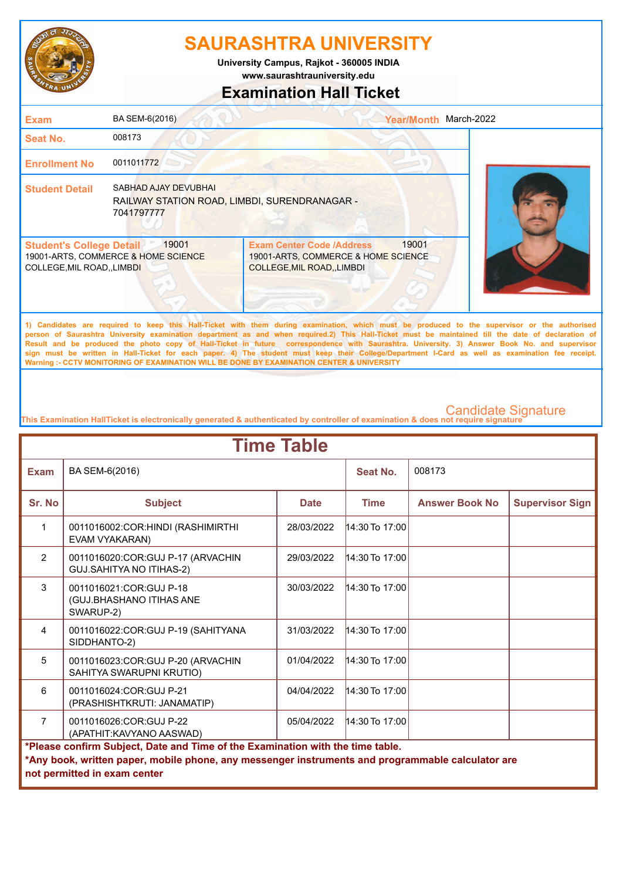# SAURASHTRA UNIVERSITY

University Campus, Rajkot - 360005 INDIA
www.saurashtrauniversity.edu

## Examination Hall Ticket

| | | | |
|---|---|---|---|
| **Exam** | BA SEM-6(2016) | **Year/Month** | March-2022 |
| **Seat No.** | 008173 | | |
| **Enrollment No** | 0011011772 | | |
| **Student Detail** | SABHAD AJAY DEVUBHAI<br>RAILWAY STATION ROAD, LIMBDI, SURENDRANAGAR - 7041797777 | | |

| **Student's College Detail** 19001 | **Exam Center Code /Address** 19001 |
|---|---|
| 19001-ARTS, COMMERCE & HOME SCIENCE COLLEGE,MIL ROAD,,LIMBDI | 19001-ARTS, COMMERCE & HOME SCIENCE COLLEGE,MIL ROAD,,LIMBDI |

1) Candidates are required to keep this Hall-Ticket with them during examination, which must be produced to the supervisor or the authorised person of Saurashtra University examination department as and when required.2) This Hall-Ticket must be maintained till the date of declaration of Result and be produced the photo copy of Hall-Ticket in future correspondence with Saurashtra. University. 3) Answer Book No. and supervisor sign must be written in Hall-Ticket for each paper. 4) The student must keep their College/Department I-Card as well as examination fee receipt.
Warning :- CCTV MONITORING OF EXAMINATION WILL BE DONE BY EXAMINATION CENTER & UNIVERSITY

Candidate Signature

This Examination HallTicket is electronically generated & authenticated by controller of examination & does not require signature

## Time Table

| **Exam** | BA SEM-6(2016) | | **Seat No.** | 008173 | |
|---|---|---|---|---|---|
| **Sr. No** | **Subject** | **Date** | **Time** | **Answer Book No** | **Supervisor Sign** |
| 1 | 0011016002:COR:HINDI (RASHIMIRTHI EVAM VYAKARAN) | 28/03/2022 | 14:30 To 17:00 | | |
| 2 | 0011016020:COR:GUJ P-17 (ARVACHIN GUJ.SAHITYA NO ITIHAS-2) | 29/03/2022 | 14:30 To 17:00 | | |
| 3 | 0011016021:COR:GUJ P-18 (GUJ.BHASHANO ITIHAS ANE SWARUP-2) | 30/03/2022 | 14:30 To 17:00 | | |
| 4 | 0011016022:COR:GUJ P-19 (SAHITYANA SIDDHANTO-2) | 31/03/2022 | 14:30 To 17:00 | | |
| 5 | 0011016023:COR:GUJ P-20 (ARVACHIN SAHITYA SWARUPNI KRUTIO) | 01/04/2022 | 14:30 To 17:00 | | |
| 6 | 0011016024:COR:GUJ P-21 (PRASHISHTKRUTI: JANAMATIP) | 04/04/2022 | 14:30 To 17:00 | | |
| 7 | 0011016026:COR:GUJ P-22 (APATHIT:KAVYANO AASWAD) | 05/04/2022 | 14:30 To 17:00 | | |

**\*Please confirm Subject, Date and Time of the Examination with the time table.**
**\*Any book, written paper, mobile phone, any messenger instruments and programmable calculator are not permitted in exam center**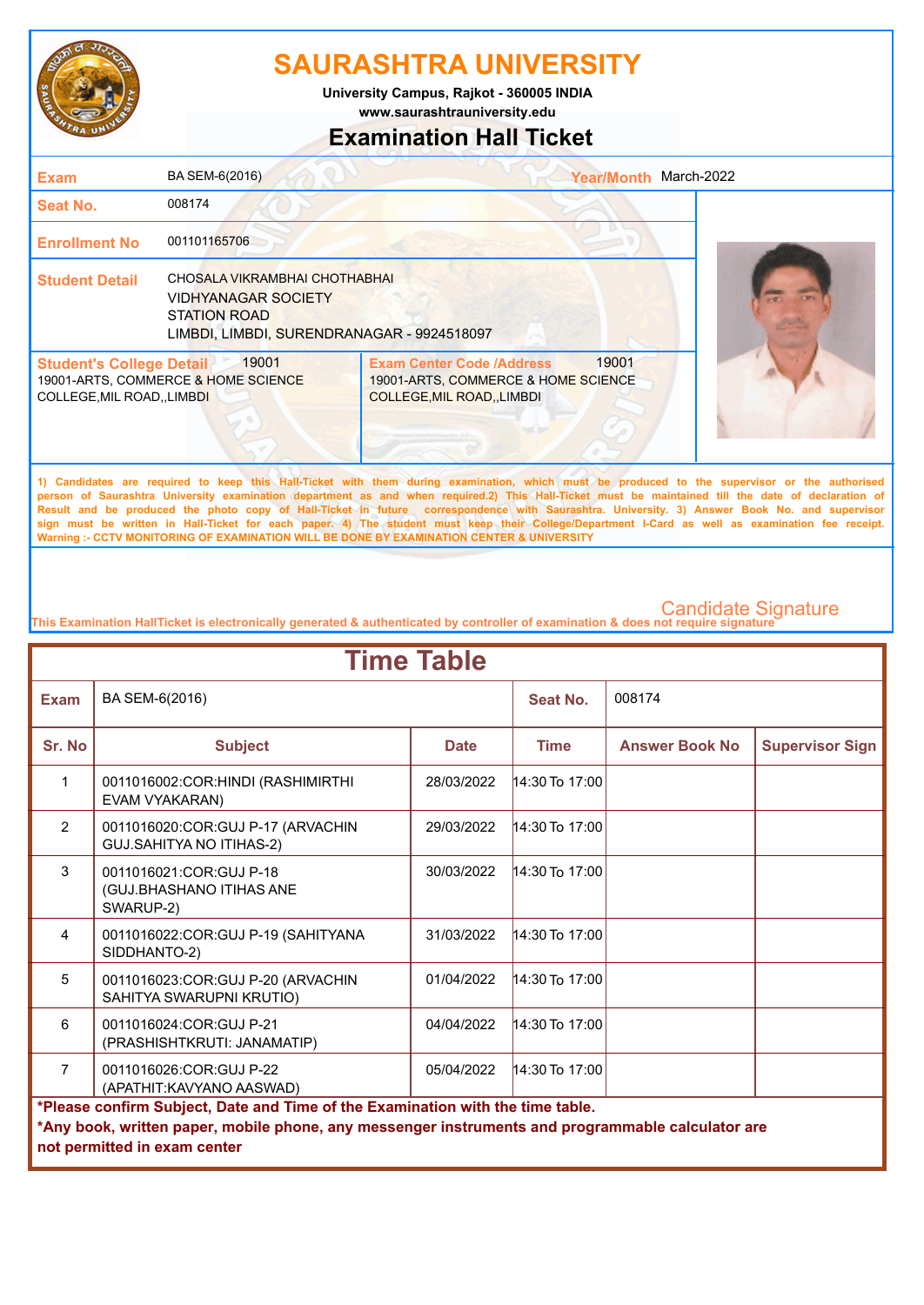# SAURASHTRA UNIVERSITY

**University Campus, Rajkot - 360005 INDIA**

**www.saurashtrauniversity.edu**

## Examination Hall Ticket

| | | | |
|---|---|---|---|
| **Exam** | BA SEM-6(2016) | **Year/Month** | March-2022 |
| **Seat No.** | 008174 | | |
| **Enrollment No** | 001101165706 | | |
| **Student Detail** | CHOSALA VIKRAMBHAI CHOTHABHAI<br>VIDHYANAGAR SOCIETY<br>STATION ROAD<br>LIMBDI, LIMBDI, SURENDRANAGAR - 9924518097 | | |

| **Student's College Detail** 19001 | **Exam Center Code /Address** 19001 |
|---|---|
| 19001-ARTS, COMMERCE & HOME SCIENCE COLLEGE,MIL ROAD,,LIMBDI | 19001-ARTS, COMMERCE & HOME SCIENCE COLLEGE,MIL ROAD,,LIMBDI |

1) Candidates are required to keep this Hall-Ticket with them during examination, which must be produced to the supervisor or the authorised person of Saurashtra University examination department as and when required.2) This Hall-Ticket must be maintained till the date of declaration of Result and be produced the photo copy of Hall-Ticket in future correspondence with Saurashtra. University. 3) Answer Book No. and supervisor sign must be written in Hall-Ticket for each paper. 4) The student must keep their College/Department I-Card as well as examination fee receipt.
Warning :- CCTV MONITORING OF EXAMINATION WILL BE DONE BY EXAMINATION CENTER & UNIVERSITY

Candidate Signature

This Examination HallTicket is electronically generated & authenticated by controller of examination & does not require signature

## Time Table

| **Exam** | BA SEM-6(2016) | | **Seat No.** | 008174 | |
|---|---|---|---|---|---|
| **Sr. No** | **Subject** | **Date** | **Time** | **Answer Book No** | **Supervisor Sign** |
| 1 | 0011016002:COR:HINDI (RASHIMIRTHI EVAM VYAKARAN) | 28/03/2022 | 14:30 To 17:00 | | |
| 2 | 0011016020:COR:GUJ P-17 (ARVACHIN GUJ.SAHITYA NO ITIHAS-2) | 29/03/2022 | 14:30 To 17:00 | | |
| 3 | 0011016021:COR:GUJ P-18 (GUJ.BHASHANO ITIHAS ANE SWARUP-2) | 30/03/2022 | 14:30 To 17:00 | | |
| 4 | 0011016022:COR:GUJ P-19 (SAHITYANA SIDDHANTO-2) | 31/03/2022 | 14:30 To 17:00 | | |
| 5 | 0011016023:COR:GUJ P-20 (ARVACHIN SAHITYA SWARUPNI KRUTIO) | 01/04/2022 | 14:30 To 17:00 | | |
| 6 | 0011016024:COR:GUJ P-21 (PRASHISHTKRUTI: JANAMATIP) | 04/04/2022 | 14:30 To 17:00 | | |
| 7 | 0011016026:COR:GUJ P-22 (APATHIT:KAVYANO AASWAD) | 05/04/2022 | 14:30 To 17:00 | | |

**\*Please confirm Subject, Date and Time of the Examination with the time table.**

**\*Any book, written paper, mobile phone, any messenger instruments and programmable calculator are not permitted in exam center**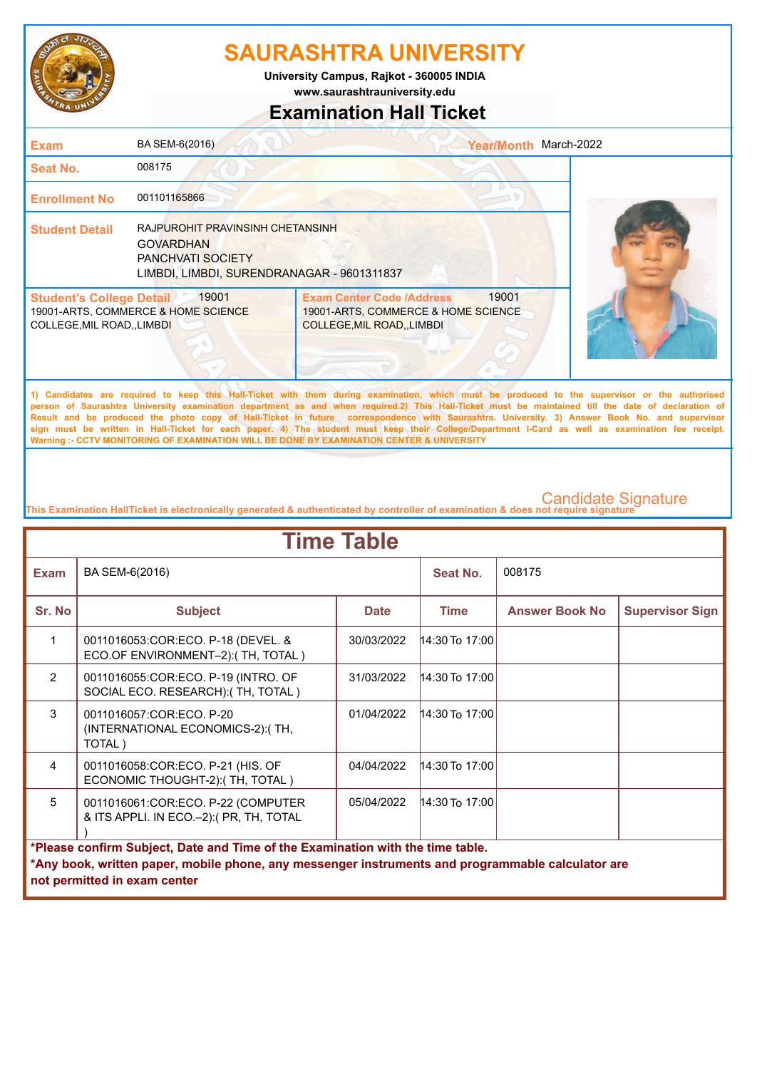# SAURASHTRA UNIVERSITY

**University Campus, Rajkot - 360005 INDIA**
**www.saurashtrauniversity.edu**

## Examination Hall Ticket

| | | | |
|---|---|---|---|
| **Exam** | BA SEM-6(2016) | **Year/Month** | March-2022 |
| **Seat No.** | 008175 | | |
| **Enrollment No** | 001101165866 | | |
| **Student Detail** | RAJPUROHIT PRAVINSINH CHETANSINH<br>GOVARDHAN<br>PANCHVATI SOCIETY<br>LIMBDI, LIMBDI, SURENDRANAGAR - 9601311837 | | |

| **Student's College Detail** 19001 | **Exam Center Code /Address** 19001 |
|---|---|
| 19001-ARTS, COMMERCE & HOME SCIENCE COLLEGE,MIL ROAD,,LIMBDI | 19001-ARTS, COMMERCE & HOME SCIENCE COLLEGE,MIL ROAD,,LIMBDI |

1) Candidates are required to keep this Hall-Ticket with them during examination, which must be produced to the supervisor or the authorised person of Saurashtra University examination department as and when required.2) This Hall-Ticket must be maintained till the date of declaration of Result and be produced the photo copy of Hall-Ticket in future correspondence with Saurashtra. University. 3) Answer Book No. and supervisor sign must be written in Hall-Ticket for each paper. 4) The student must keep their College/Department I-Card as well as examination fee receipt.
Warning :- CCTV MONITORING OF EXAMINATION WILL BE DONE BY EXAMINATION CENTER & UNIVERSITY

Candidate Signature

This Examination HallTicket is electronically generated & authenticated by controller of examination & does not require signature

## Time Table

| **Exam** | BA SEM-6(2016) | **Seat No.** | 008175 |
|---|---|---|---|

| Sr. No | Subject | Date | Time | Answer Book No | Supervisor Sign |
|---|---|---|---|---|---|
| 1 | 0011016053:COR:ECO. P-18 (DEVEL. & ECO.OF ENVIRONMENT–2):( TH, TOTAL ) | 30/03/2022 | 14:30 To 17:00 | | |
| 2 | 0011016055:COR:ECO. P-19 (INTRO. OF SOCIAL ECO. RESEARCH):( TH, TOTAL ) | 31/03/2022 | 14:30 To 17:00 | | |
| 3 | 0011016057:COR:ECO. P-20 (INTERNATIONAL ECONOMICS-2):( TH, TOTAL ) | 01/04/2022 | 14:30 To 17:00 | | |
| 4 | 0011016058:COR:ECO. P-21 (HIS. OF ECONOMIC THOUGHT-2):( TH, TOTAL ) | 04/04/2022 | 14:30 To 17:00 | | |
| 5 | 0011016061:COR:ECO. P-22 (COMPUTER & ITS APPLI. IN ECO.–2):( PR, TH, TOTAL ) | 05/04/2022 | 14:30 To 17:00 | | |

**\*Please confirm Subject, Date and Time of the Examination with the time table.**
**\*Any book, written paper, mobile phone, any messenger instruments and programmable calculator are not permitted in exam center**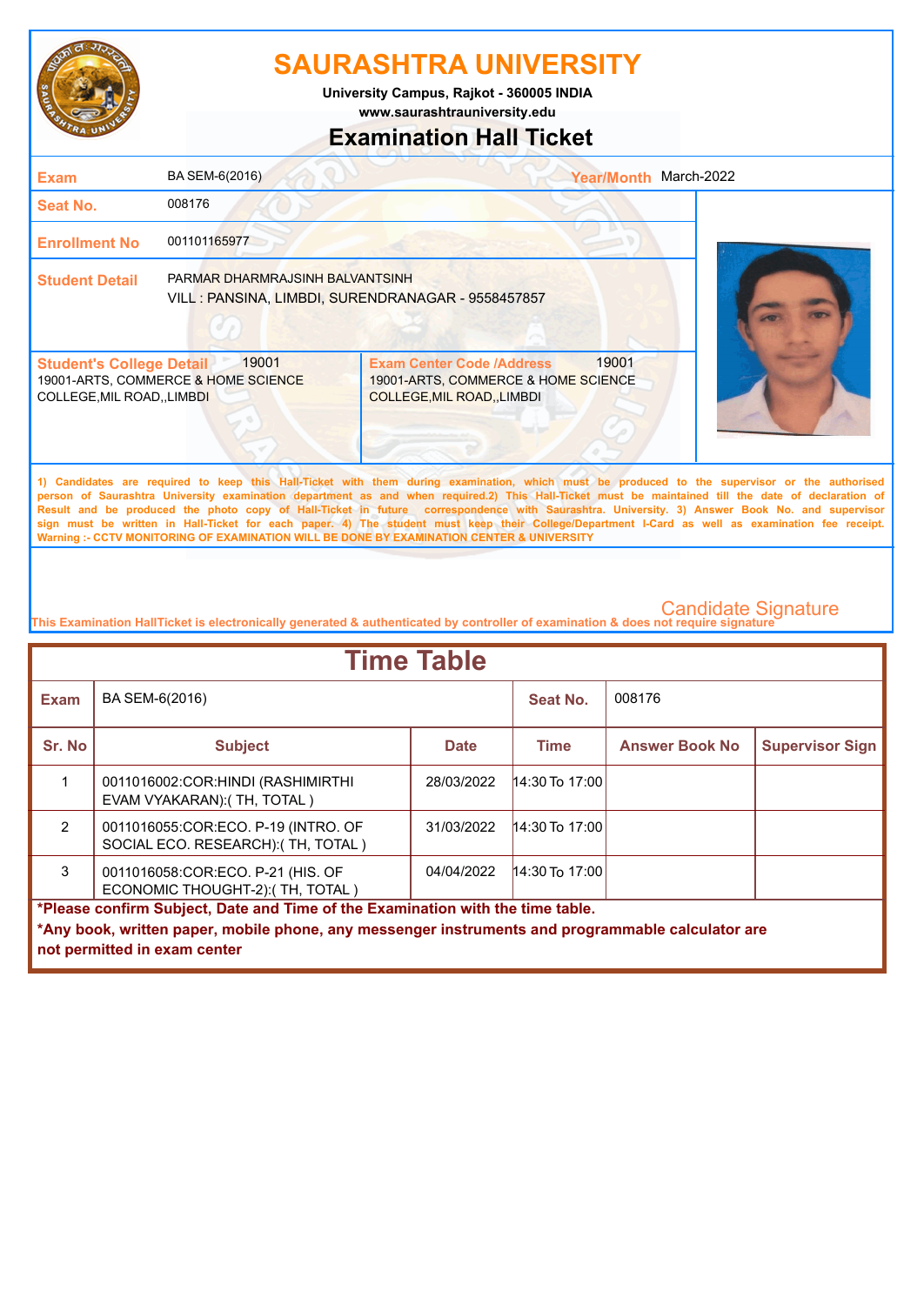# SAURASHTRA UNIVERSITY

University Campus, Rajkot - 360005 INDIA
www.saurashtrauniversity.edu

## Examination Hall Ticket

| | | | |
|---|---|---|---|
| **Exam** | BA SEM-6(2016) | **Year/Month** | March-2022 |
| **Seat No.** | 008176 | | |
| **Enrollment No** | 001101165977 | | |
| **Student Detail** | PARMAR DHARMRAJSINH BALVANTSINH<br>VILL : PANSINA, LIMBDI, SURENDRANAGAR - 9558457857 | | |

| **Student's College Detail** 19001 | **Exam Center Code /Address** 19001 |
|---|---|
| 19001-ARTS, COMMERCE & HOME SCIENCE COLLEGE,MIL ROAD,,LIMBDI | 19001-ARTS, COMMERCE & HOME SCIENCE COLLEGE,MIL ROAD,,LIMBDI |

1) Candidates are required to keep this Hall-Ticket with them during examination, which must be produced to the supervisor or the authorised person of Saurashtra University examination department as and when required.2) This Hall-Ticket must be maintained till the date of declaration of Result and be produced the photo copy of Hall-Ticket in future correspondence with Saurashtra. University. 3) Answer Book No. and supervisor sign must be written in Hall-Ticket for each paper. 4) The student must keep their College/Department I-Card as well as examination fee receipt.
Warning :- CCTV MONITORING OF EXAMINATION WILL BE DONE BY EXAMINATION CENTER & UNIVERSITY

Candidate Signature

This Examination HallTicket is electronically generated & authenticated by controller of examination & does not require signature

## Time Table

| **Exam** | BA SEM-6(2016) | | **Seat No.** | 008176 | |
|---|---|---|---|---|---|
| **Sr. No** | **Subject** | **Date** | **Time** | **Answer Book No** | **Supervisor Sign** |
| 1 | 0011016002:COR:HINDI (RASHIMIRTHI EVAM VYAKARAN):( TH, TOTAL ) | 28/03/2022 | 14:30 To 17:00 | | |
| 2 | 0011016055:COR:ECO. P-19 (INTRO. OF SOCIAL ECO. RESEARCH):( TH, TOTAL ) | 31/03/2022 | 14:30 To 17:00 | | |
| 3 | 0011016058:COR:ECO. P-21 (HIS. OF ECONOMIC THOUGHT-2):( TH, TOTAL ) | 04/04/2022 | 14:30 To 17:00 | | |

**\*Please confirm Subject, Date and Time of the Examination with the time table.**

**\*Any book, written paper, mobile phone, any messenger instruments and programmable calculator are not permitted in exam center**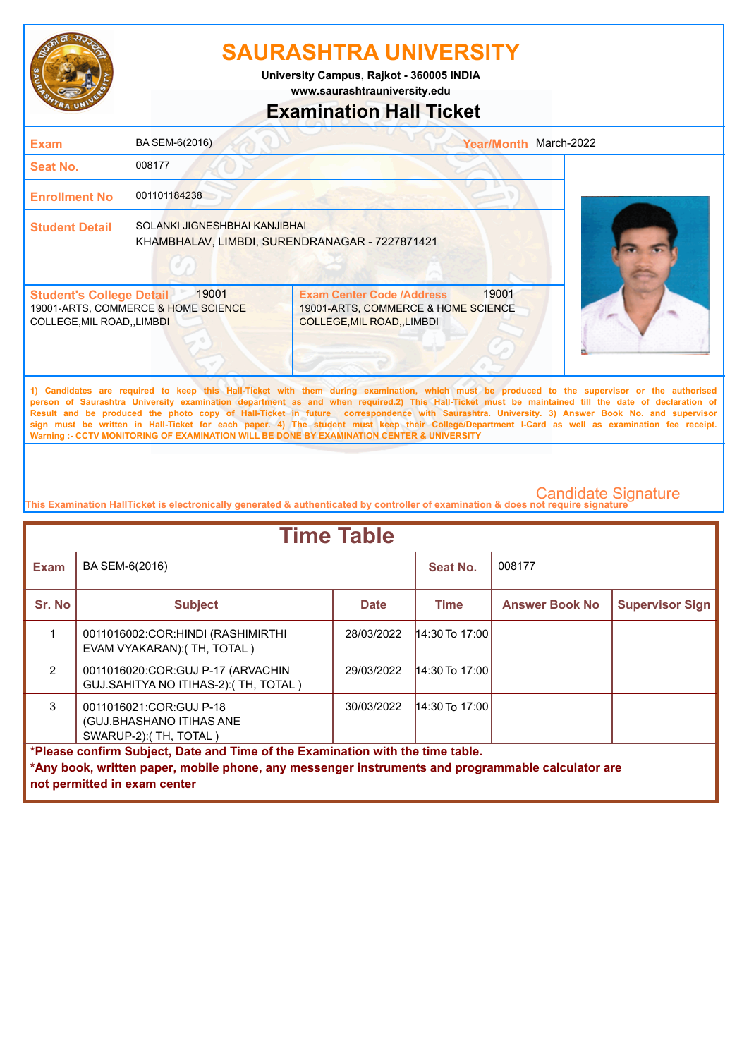# SAURASHTRA UNIVERSITY

**University Campus, Rajkot - 360005 INDIA**
**www.saurashtrauniversity.edu**

## Examination Hall Ticket

| | | | |
|---|---|---|---|
| **Exam** | BA SEM-6(2016) | **Year/Month** | March-2022 |
| **Seat No.** | 008177 | | |
| **Enrollment No** | 001101184238 | | |
| **Student Detail** | SOLANKI JIGNESHBHAI KANJIBHAI<br>KHAMBHALAV, LIMBDI, SURENDRANAGAR - 7227871421 | | |

| **Student's College Detail** 19001 | **Exam Center Code /Address** 19001 |
|---|---|
| 19001-ARTS, COMMERCE & HOME SCIENCE COLLEGE,MIL ROAD,,LIMBDI | 19001-ARTS, COMMERCE & HOME SCIENCE COLLEGE,MIL ROAD,,LIMBDI |

**1) Candidates are required to keep this Hall-Ticket with them during examination, which must be produced to the supervisor or the authorised person of Saurashtra University examination department as and when required.2) This Hall-Ticket must be maintained till the date of declaration of Result and be produced the photo copy of Hall-Ticket in future correspondence with Saurashtra. University. 3) Answer Book No. and supervisor sign must be written in Hall-Ticket for each paper. 4) The student must keep their College/Department I-Card as well as examination fee receipt. Warning :- CCTV MONITORING OF EXAMINATION WILL BE DONE BY EXAMINATION CENTER & UNIVERSITY**

Candidate Signature

This Examination HallTicket is electronically generated & authenticated by controller of examination & does not require signature

## Time Table

| **Exam** | BA SEM-6(2016) | | **Seat No.** | 008177 | |
|---|---|---|---|---|---|
| **Sr. No** | **Subject** | **Date** | **Time** | **Answer Book No** | **Supervisor Sign** |
| 1 | 0011016002:COR:HINDI (RASHIMIRTHI EVAM VYAKARAN):( TH, TOTAL ) | 28/03/2022 | 14:30 To 17:00 | | |
| 2 | 0011016020:COR:GUJ P-17 (ARVACHIN GUJ.SAHITYA NO ITIHAS-2):( TH, TOTAL ) | 29/03/2022 | 14:30 To 17:00 | | |
| 3 | 0011016021:COR:GUJ P-18 (GUJ.BHASHANO ITIHAS ANE SWARUP-2):( TH, TOTAL ) | 30/03/2022 | 14:30 To 17:00 | | |

**\*Please confirm Subject, Date and Time of the Examination with the time table.**
**\*Any book, written paper, mobile phone, any messenger instruments and programmable calculator are not permitted in exam center**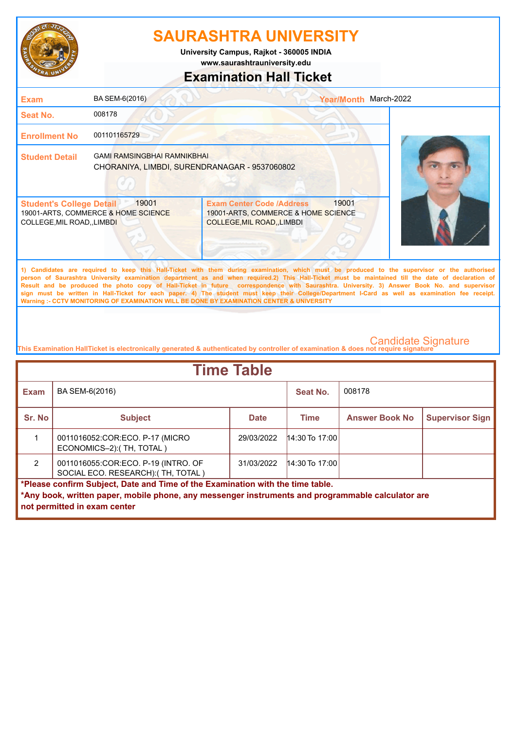# SAURASHTRA UNIVERSITY

**University Campus, Rajkot - 360005 INDIA**
**www.saurashtrauniversity.edu**

## Examination Hall Ticket

| | | | |
|---|---|---|---|
| **Exam** | BA SEM-6(2016) | **Year/Month** | March-2022 |
| **Seat No.** | 008178 | | |
| **Enrollment No** | 001101165729 | | |
| **Student Detail** | GAMI RAMSINGBHAI RAMNIKBHAI<br>CHORANIYA, LIMBDI, SURENDRANAGAR - 9537060802 | | |

| **Student's College Detail** 19001 | **Exam Center Code /Address** 19001 |
|---|---|
| 19001-ARTS, COMMERCE & HOME SCIENCE COLLEGE,MIL ROAD,,LIMBDI | 19001-ARTS, COMMERCE & HOME SCIENCE COLLEGE,MIL ROAD,,LIMBDI |

**1) Candidates are required to keep this Hall-Ticket with them during examination, which must be produced to the supervisor or the authorised person of Saurashtra University examination department as and when required.2) This Hall-Ticket must be maintained till the date of declaration of Result and be produced the photo copy of Hall-Ticket in future correspondence with Saurashtra. University. 3) Answer Book No. and supervisor sign must be written in Hall-Ticket for each paper. 4) The student must keep their College/Department I-Card as well as examination fee receipt. Warning :- CCTV MONITORING OF EXAMINATION WILL BE DONE BY EXAMINATION CENTER & UNIVERSITY**

Candidate Signature

This Examination HallTicket is electronically generated & authenticated by controller of examination & does not require signature

## Time Table

| **Exam** | BA SEM-6(2016) | | **Seat No.** | 008178 | |
|---|---|---|---|---|---|
| **Sr. No** | **Subject** | **Date** | **Time** | **Answer Book No** | **Supervisor Sign** |
| 1 | 0011016052:COR:ECO. P-17 (MICRO ECONOMICS–2):( TH, TOTAL ) | 29/03/2022 | 14:30 To 17:00 | | |
| 2 | 0011016055:COR:ECO. P-19 (INTRO. OF SOCIAL ECO. RESEARCH):( TH, TOTAL ) | 31/03/2022 | 14:30 To 17:00 | | |

**\*Please confirm Subject, Date and Time of the Examination with the time table.**
**\*Any book, written paper, mobile phone, any messenger instruments and programmable calculator are not permitted in exam center**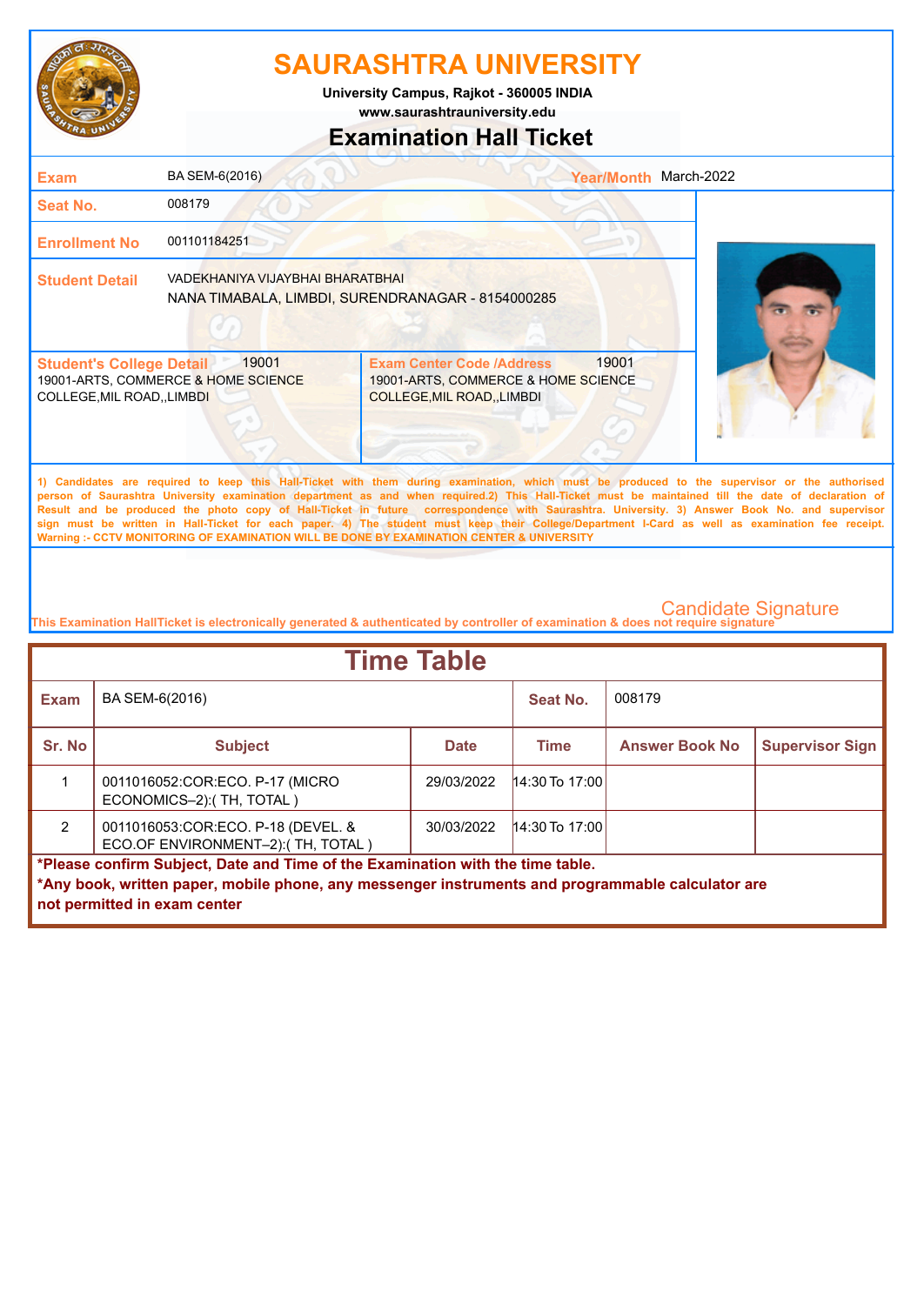# SAURASHTRA UNIVERSITY

**University Campus, Rajkot - 360005 INDIA**
**www.saurashtrauniversity.edu**

## Examination Hall Ticket

| | | | |
|---|---|---|---|
| **Exam** | BA SEM-6(2016) | **Year/Month** | March-2022 |
| **Seat No.** | 008179 | | |
| **Enrollment No** | 001101184251 | | |
| **Student Detail** | VADEKHANIYA VIJAYBHAI BHARATBHAI<br>NANA TIMABALA, LIMBDI, SURENDRANAGAR - 8154000285 | | |

| **Student's College Detail** 19001 | **Exam Center Code /Address** 19001 |
|---|---|
| 19001-ARTS, COMMERCE & HOME SCIENCE COLLEGE,MIL ROAD,,LIMBDI | 19001-ARTS, COMMERCE & HOME SCIENCE COLLEGE,MIL ROAD,,LIMBDI |

1) Candidates are required to keep this Hall-Ticket with them during examination, which must be produced to the supervisor or the authorised person of Saurashtra University examination department as and when required.2) This Hall-Ticket must be maintained till the date of declaration of Result and be produced the photo copy of Hall-Ticket in future correspondence with Saurashtra. University. 3) Answer Book No. and supervisor sign must be written in Hall-Ticket for each paper. 4) The student must keep their College/Department I-Card as well as examination fee receipt.
Warning :- CCTV MONITORING OF EXAMINATION WILL BE DONE BY EXAMINATION CENTER & UNIVERSITY

Candidate Signature

This Examination HallTicket is electronically generated & authenticated by controller of examination & does not require signature

## Time Table

| **Exam** | BA SEM-6(2016) | | **Seat No.** | 008179 | |
|---|---|---|---|---|---|
| **Sr. No** | **Subject** | **Date** | **Time** | **Answer Book No** | **Supervisor Sign** |
| 1 | 0011016052:COR:ECO. P-17 (MICRO ECONOMICS–2):( TH, TOTAL ) | 29/03/2022 | 14:30 To 17:00 | | |
| 2 | 0011016053:COR:ECO. P-18 (DEVEL. & ECO.OF ENVIRONMENT–2):( TH, TOTAL ) | 30/03/2022 | 14:30 To 17:00 | | |

**\*Please confirm Subject, Date and Time of the Examination with the time table.**
**\*Any book, written paper, mobile phone, any messenger instruments and programmable calculator are not permitted in exam center**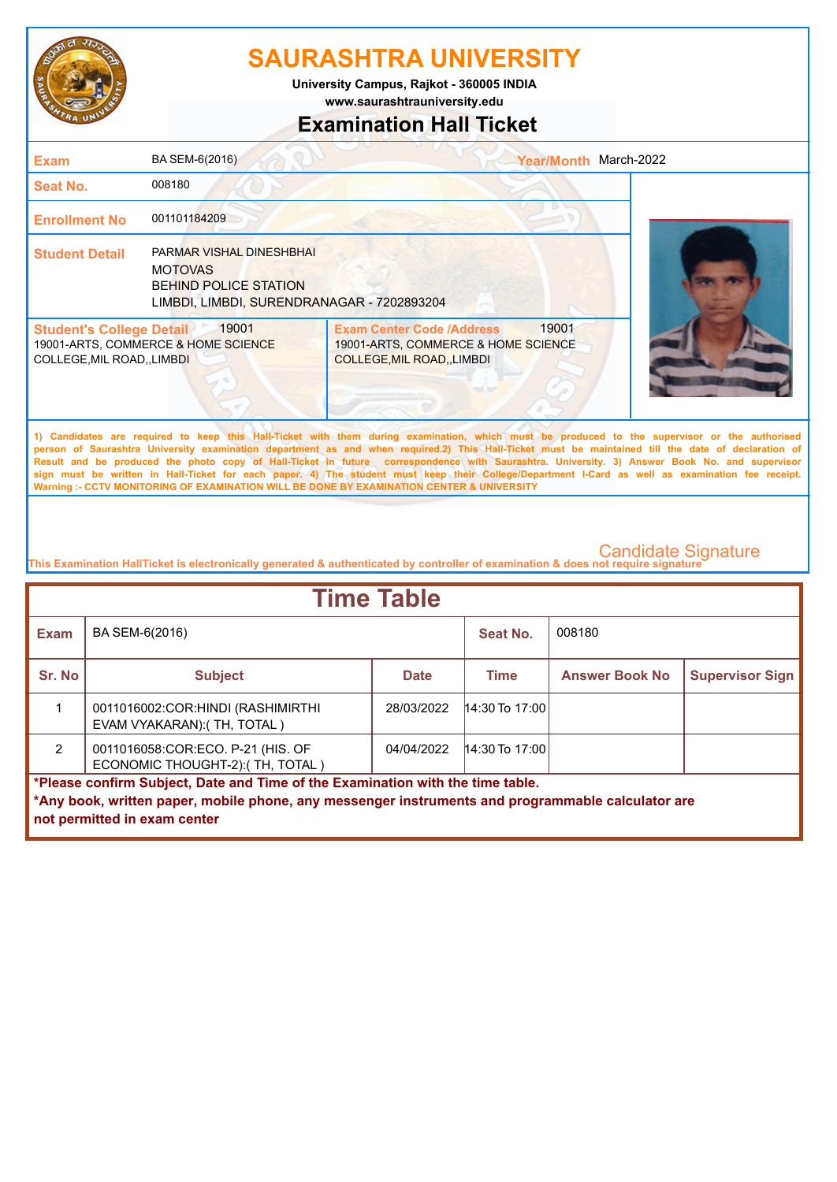# SAURASHTRA UNIVERSITY

**University Campus, Rajkot - 360005 INDIA**
**www.saurashtrauniversity.edu**

## Examination Hall Ticket

| | | | |
|---|---|---|---|
| **Exam** | BA SEM-6(2016) | **Year/Month** | March-2022 |
| **Seat No.** | 008180 | | |
| **Enrollment No** | 001101184209 | | |
| **Student Detail** | PARMAR VISHAL DINESHBHAI<br>MOTOVAS<br>BEHIND POLICE STATION<br>LIMBDI, LIMBDI, SURENDRANAGAR - 7202893204 | | |

| **Student's College Detail** 19001 | **Exam Center Code /Address** 19001 |
|---|---|
| 19001-ARTS, COMMERCE & HOME SCIENCE COLLEGE,MIL ROAD,,LIMBDI | 19001-ARTS, COMMERCE & HOME SCIENCE COLLEGE,MIL ROAD,,LIMBDI |

1) Candidates are required to keep this Hall-Ticket with them during examination, which must be produced to the supervisor or the authorised person of Saurashtra University examination department as and when required.2) This Hall-Ticket must be maintained till the date of declaration of Result and be produced the photo copy of Hall-Ticket in future correspondence with Saurashtra. University. 3) Answer Book No. and supervisor sign must be written in Hall-Ticket for each paper. 4) The student must keep their College/Department I-Card as well as examination fee receipt.
Warning :- CCTV MONITORING OF EXAMINATION WILL BE DONE BY EXAMINATION CENTER & UNIVERSITY

Candidate Signature

This Examination HallTicket is electronically generated & authenticated by controller of examination & does not require signature

## Time Table

| **Exam** | BA SEM-6(2016) | | **Seat No.** | 008180 | |
|---|---|---|---|---|---|
| **Sr. No** | **Subject** | **Date** | **Time** | **Answer Book No** | **Supervisor Sign** |
| 1 | 0011016002:COR:HINDI (RASHIMIRTHI EVAM VYAKARAN):( TH, TOTAL ) | 28/03/2022 | 14:30 To 17:00 | | |
| 2 | 0011016058:COR:ECO. P-21 (HIS. OF ECONOMIC THOUGHT-2):( TH, TOTAL ) | 04/04/2022 | 14:30 To 17:00 | | |

**\*Please confirm Subject, Date and Time of the Examination with the time table.**
**\*Any book, written paper, mobile phone, any messenger instruments and programmable calculator are not permitted in exam center**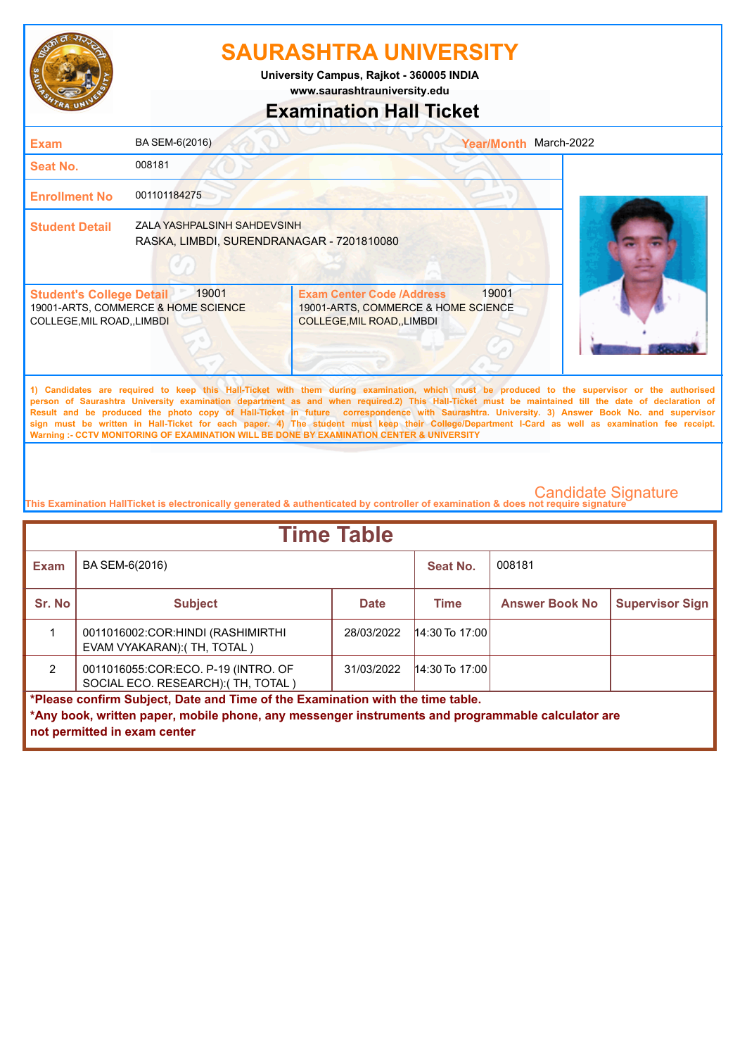# SAURASHTRA UNIVERSITY

**University Campus, Rajkot - 360005 INDIA**

**www.saurashtrauniversity.edu**

## Examination Hall Ticket

| | | | |
|---|---|---|---|
| **Exam** | BA SEM-6(2016) | **Year/Month** | March-2022 |
| **Seat No.** | 008181 | | |
| **Enrollment No** | 001101184275 | | |
| **Student Detail** | ZALA YASHPALSINH SAHDEVSINH<br>RASKA, LIMBDI, SURENDRANAGAR - 7201810080 | | |

| **Student's College Detail** 19001 | **Exam Center Code /Address** 19001 |
|---|---|
| 19001-ARTS, COMMERCE & HOME SCIENCE COLLEGE,MIL ROAD,,LIMBDI | 19001-ARTS, COMMERCE & HOME SCIENCE COLLEGE,MIL ROAD,,LIMBDI |

1) Candidates are required to keep this Hall-Ticket with them during examination, which must be produced to the supervisor or the authorised person of Saurashtra University examination department as and when required.2) This Hall-Ticket must be maintained till the date of declaration of Result and be produced the photo copy of Hall-Ticket in future correspondence with Saurashtra. University. 3) Answer Book No. and supervisor sign must be written in Hall-Ticket for each paper. 4) The student must keep their College/Department I-Card as well as examination fee receipt.
Warning :- CCTV MONITORING OF EXAMINATION WILL BE DONE BY EXAMINATION CENTER & UNIVERSITY

Candidate Signature

This Examination HallTicket is electronically generated & authenticated by controller of examination & does not require signature

## Time Table

| **Exam** | BA SEM-6(2016) | | **Seat No.** | 008181 | |
|---|---|---|---|---|---|
| **Sr. No** | **Subject** | **Date** | **Time** | **Answer Book No** | **Supervisor Sign** |
| 1 | 0011016002:COR:HINDI (RASHIMIRTHI EVAM VYAKARAN):( TH, TOTAL ) | 28/03/2022 | 14:30 To 17:00 | | |
| 2 | 0011016055:COR:ECO. P-19 (INTRO. OF SOCIAL ECO. RESEARCH):( TH, TOTAL ) | 31/03/2022 | 14:30 To 17:00 | | |

**\*Please confirm Subject, Date and Time of the Examination with the time table.**

**\*Any book, written paper, mobile phone, any messenger instruments and programmable calculator are not permitted in exam center**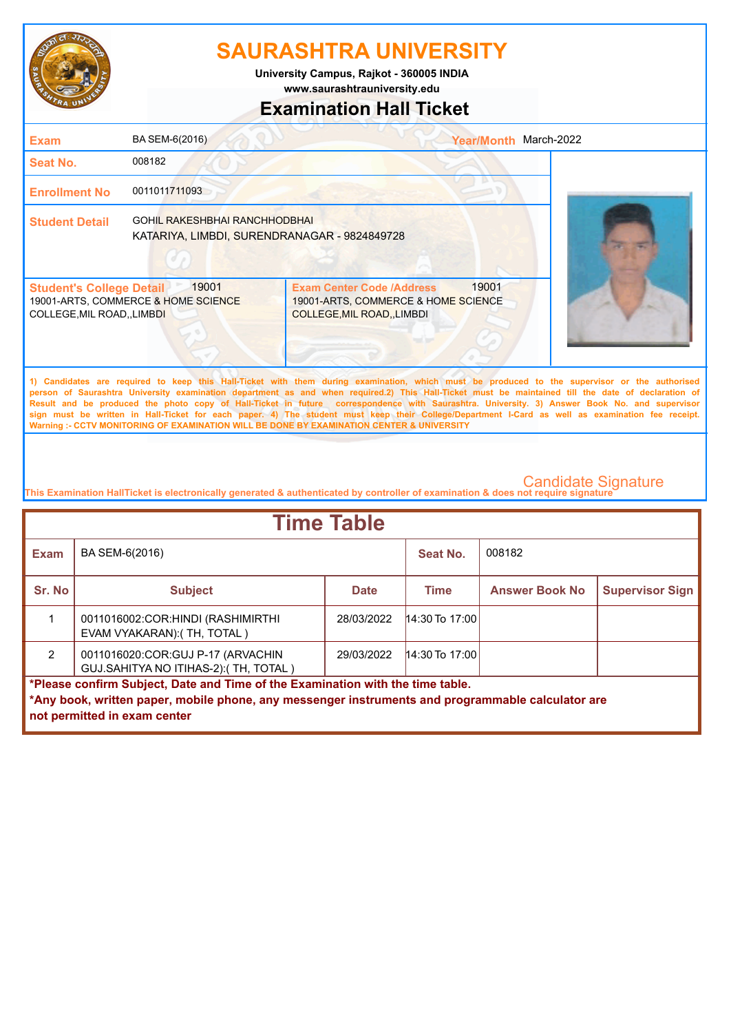# SAURASHTRA UNIVERSITY

University Campus, Rajkot - 360005 INDIA
www.saurashtrauniversity.edu

## Examination Hall Ticket

| | | | |
|---|---|---|---|
| **Exam** | BA SEM-6(2016) | **Year/Month** | March-2022 |
| **Seat No.** | 008182 | | |
| **Enrollment No** | 0011011711093 | | |
| **Student Detail** | GOHIL RAKESHBHAI RANCHHODBHAI<br>KATARIYA, LIMBDI, SURENDRANAGAR - 9824849728 | | |

| **Student's College Detail** 19001 | **Exam Center Code /Address** 19001 |
|---|---|
| 19001-ARTS, COMMERCE & HOME SCIENCE COLLEGE,MIL ROAD,,LIMBDI | 19001-ARTS, COMMERCE & HOME SCIENCE COLLEGE,MIL ROAD,,LIMBDI |

1) Candidates are required to keep this Hall-Ticket with them during examination, which must be produced to the supervisor or the authorised person of Saurashtra University examination department as and when required.2) This Hall-Ticket must be maintained till the date of declaration of Result and be produced the photo copy of Hall-Ticket in future correspondence with Saurashtra. University. 3) Answer Book No. and supervisor sign must be written in Hall-Ticket for each paper. 4) The student must keep their College/Department I-Card as well as examination fee receipt.
Warning :- CCTV MONITORING OF EXAMINATION WILL BE DONE BY EXAMINATION CENTER & UNIVERSITY

Candidate Signature

This Examination HallTicket is electronically generated & authenticated by controller of examination & does not require signature

## Time Table

**Exam:** BA SEM-6(2016) **Seat No.:** 008182

| Sr. No | Subject | Date | Time | Answer Book No | Supervisor Sign |
|---|---|---|---|---|---|
| 1 | 0011016002:COR:HINDI (RASHIMIRTHI EVAM VYAKARAN):( TH, TOTAL ) | 28/03/2022 | 14:30 To 17:00 | | |
| 2 | 0011016020:COR:GUJ P-17 (ARVACHIN GUJ.SAHITYA NO ITIHAS-2):( TH, TOTAL ) | 29/03/2022 | 14:30 To 17:00 | | |

**\*Please confirm Subject, Date and Time of the Examination with the time table.**
**\*Any book, written paper, mobile phone, any messenger instruments and programmable calculator are not permitted in exam center**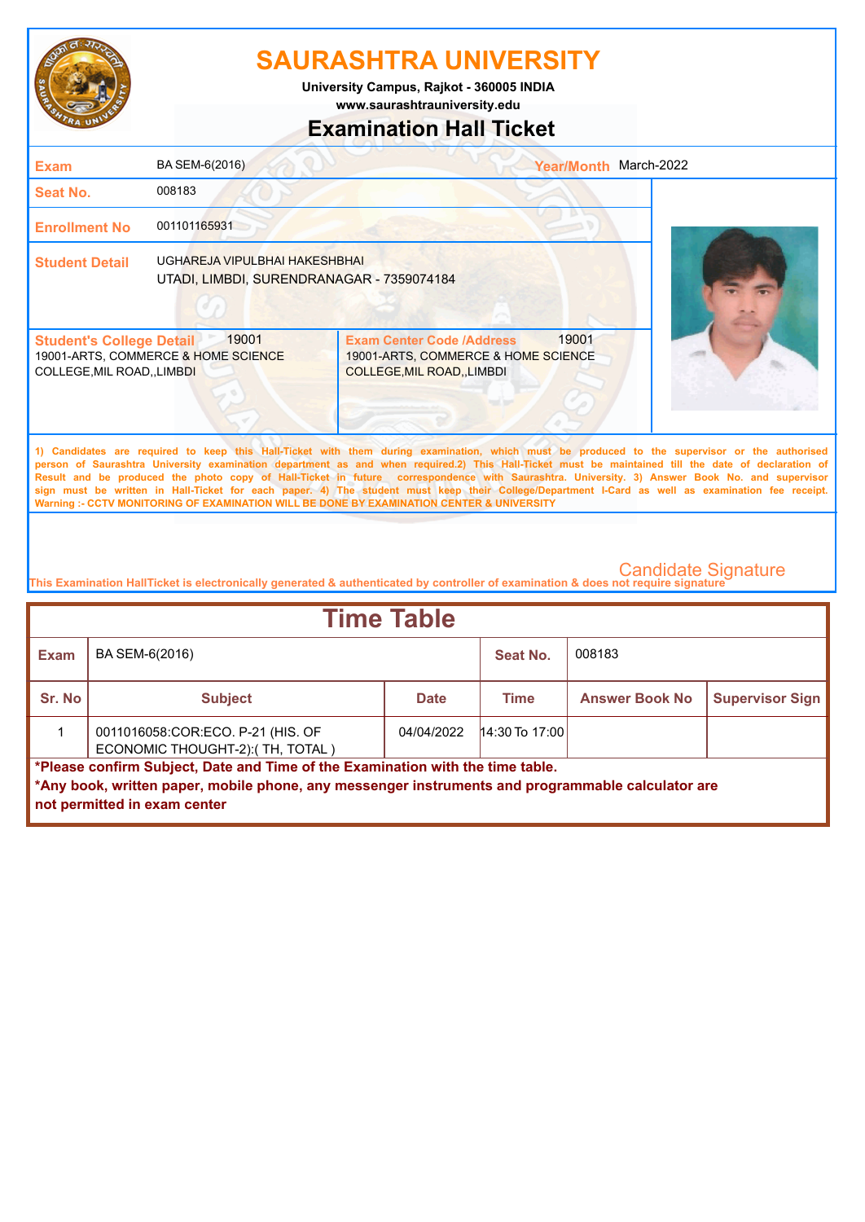# SAURASHTRA UNIVERSITY

**University Campus, Rajkot - 360005 INDIA**
**www.saurashtrauniversity.edu**

## Examination Hall Ticket

| | | | |
|---|---|---|---|
| **Exam** | BA SEM-6(2016) | **Year/Month** | March-2022 |
| **Seat No.** | 008183 | | |
| **Enrollment No** | 001101165931 | | |
| **Student Detail** | UGHAREJA VIPULBHAI HAKESHBHAI<br>UTADI, LIMBDI, SURENDRANAGAR - 7359074184 | | |

| **Student's College Detail** 19001 | **Exam Center Code /Address** 19001 |
|---|---|
| 19001-ARTS, COMMERCE & HOME SCIENCE COLLEGE,MIL ROAD,,LIMBDI | 19001-ARTS, COMMERCE & HOME SCIENCE COLLEGE,MIL ROAD,,LIMBDI |

1) Candidates are required to keep this Hall-Ticket with them during examination, which must be produced to the supervisor or the authorised person of Saurashtra University examination department as and when required.2) This Hall-Ticket must be maintained till the date of declaration of Result and be produced the photo copy of Hall-Ticket in future correspondence with Saurashtra. University. 3) Answer Book No. and supervisor sign must be written in Hall-Ticket for each paper. 4) The student must keep their College/Department I-Card as well as examination fee receipt.
Warning :- CCTV MONITORING OF EXAMINATION WILL BE DONE BY EXAMINATION CENTER & UNIVERSITY

Candidate Signature

This Examination HallTicket is electronically generated & authenticated by controller of examination & does not require signature

## Time Table

| **Exam** | BA SEM-6(2016) | | **Seat No.** | 008183 | |
|---|---|---|---|---|---|
| **Sr. No** | **Subject** | **Date** | **Time** | **Answer Book No** | **Supervisor Sign** |
| 1 | 0011016058:COR:ECO. P-21 (HIS. OF ECONOMIC THOUGHT-2):( TH, TOTAL ) | 04/04/2022 | 14:30 To 17:00 | | |

**\*Please confirm Subject, Date and Time of the Examination with the time table.**
**\*Any book, written paper, mobile phone, any messenger instruments and programmable calculator are not permitted in exam center**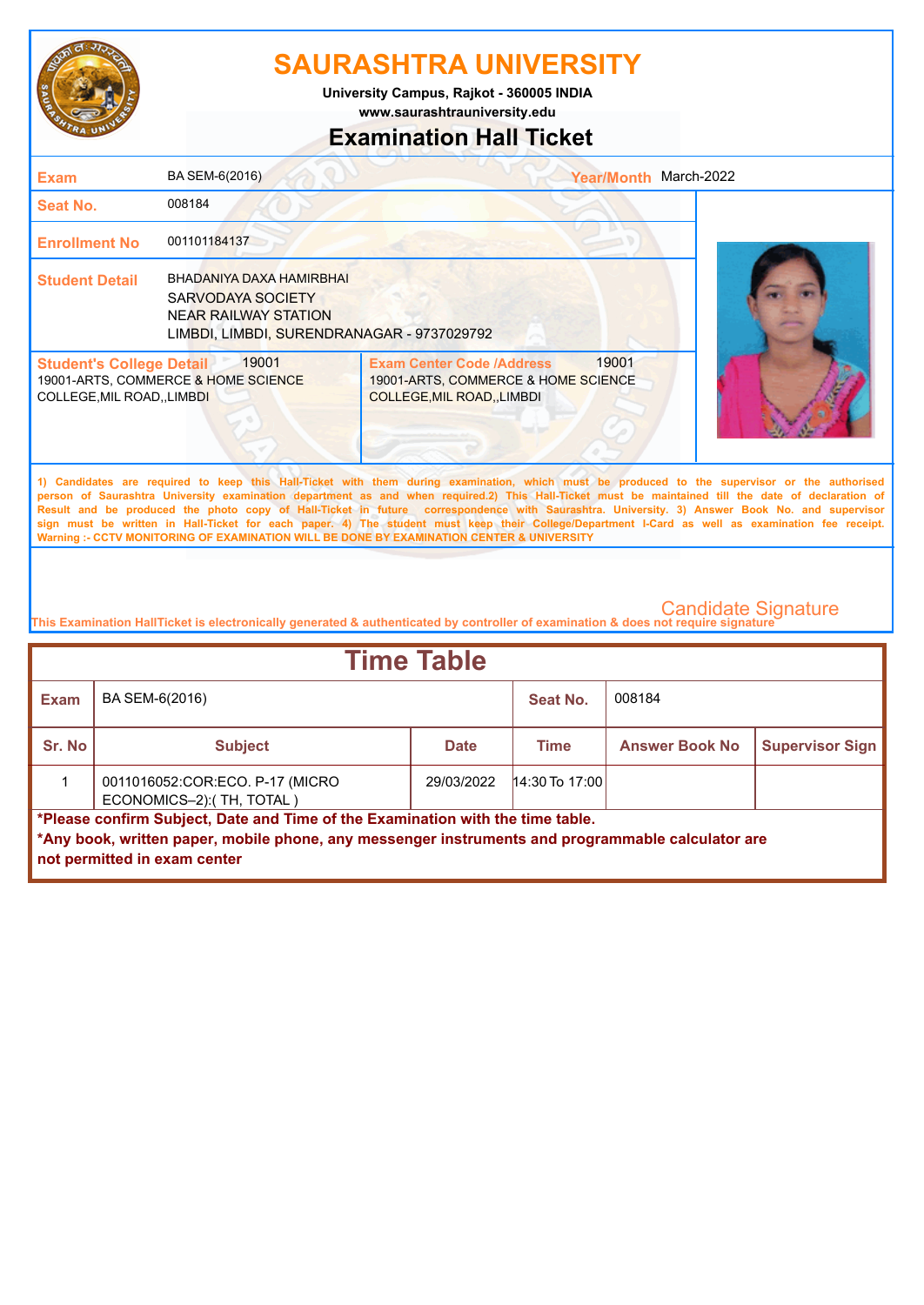# SAURASHTRA UNIVERSITY

**University Campus, Rajkot - 360005 INDIA**
**www.saurashtrauniversity.edu**

## Examination Hall Ticket

| | | | |
|---|---|---|---|
| **Exam** | BA SEM-6(2016) | **Year/Month** | March-2022 |
| **Seat No.** | 008184 | | |
| **Enrollment No** | 001101184137 | | |
| **Student Detail** | BHADANIYA DAXA HAMIRBHAI<br>SARVODAYA SOCIETY<br>NEAR RAILWAY STATION<br>LIMBDI, LIMBDI, SURENDRANAGAR - 9737029792 | | |

| **Student's College Detail** 19001 | **Exam Center Code /Address** 19001 |
|---|---|
| 19001-ARTS, COMMERCE & HOME SCIENCE COLLEGE,MIL ROAD,,LIMBDI | 19001-ARTS, COMMERCE & HOME SCIENCE COLLEGE,MIL ROAD,,LIMBDI |

**1) Candidates are required to keep this Hall-Ticket with them during examination, which must be produced to the supervisor or the authorised person of Saurashtra University examination department as and when required.2) This Hall-Ticket must be maintained till the date of declaration of Result and be produced the photo copy of Hall-Ticket in future correspondence with Saurashtra. University. 3) Answer Book No. and supervisor sign must be written in Hall-Ticket for each paper. 4) The student must keep their College/Department I-Card as well as examination fee receipt.**
**Warning :- CCTV MONITORING OF EXAMINATION WILL BE DONE BY EXAMINATION CENTER & UNIVERSITY**

Candidate Signature

**This Examination HallTicket is electronically generated & authenticated by controller of examination & does not require signature**

## Time Table

| **Exam** | BA SEM-6(2016) | | **Seat No.** | 008184 | |
|---|---|---|---|---|---|
| **Sr. No** | **Subject** | **Date** | **Time** | **Answer Book No** | **Supervisor Sign** |
| 1 | 0011016052:COR:ECO. P-17 (MICRO ECONOMICS–2):( TH, TOTAL ) | 29/03/2022 | 14:30 To 17:00 | | |

**\*Please confirm Subject, Date and Time of the Examination with the time table.**
**\*Any book, written paper, mobile phone, any messenger instruments and programmable calculator are not permitted in exam center**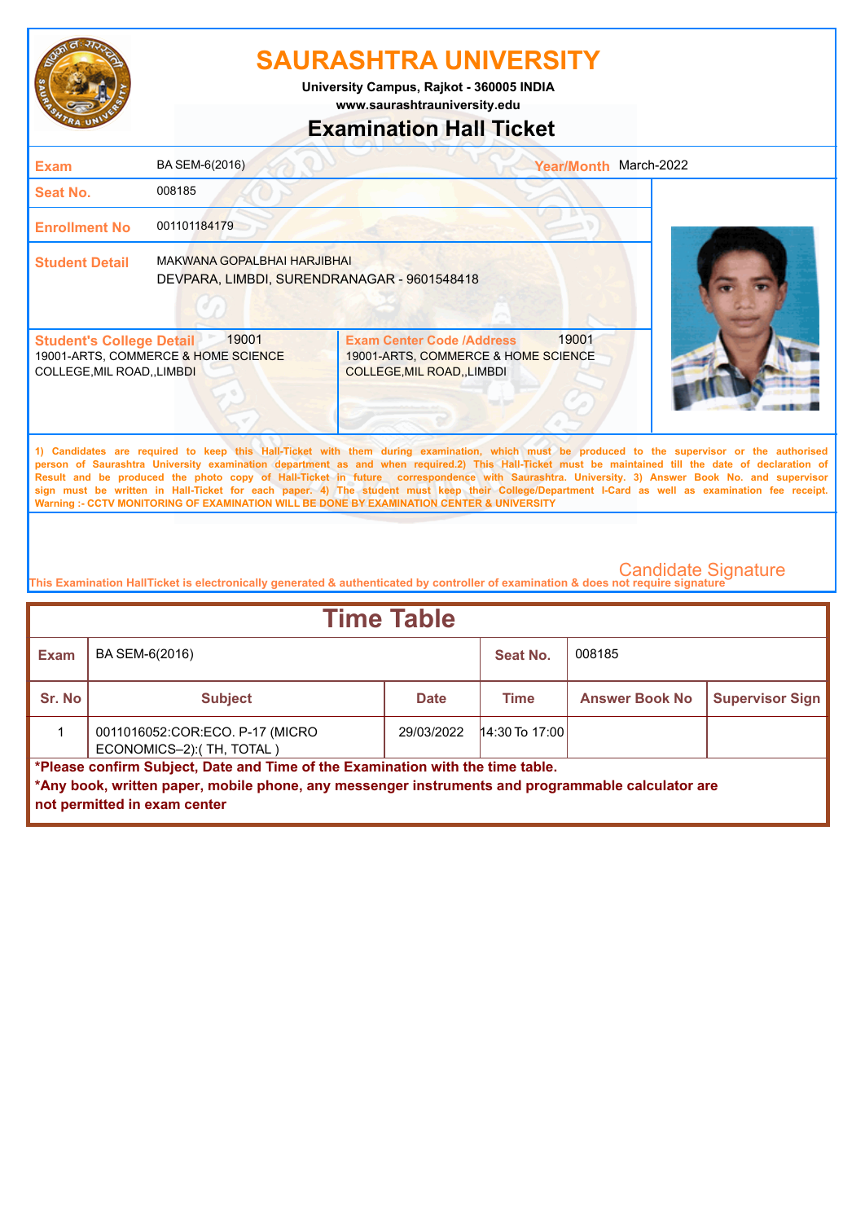# SAURASHTRA UNIVERSITY

**University Campus, Rajkot - 360005 INDIA**
**www.saurashtrauniversity.edu**

## Examination Hall Ticket

| | | | |
|---|---|---|---|
| **Exam** | BA SEM-6(2016) | **Year/Month** | March-2022 |
| **Seat No.** | 008185 | | |
| **Enrollment No** | 001101184179 | | |
| **Student Detail** | MAKWANA GOPALBHAI HARJIBHAI<br>DEVPARA, LIMBDI, SURENDRANAGAR - 9601548418 | | |

| **Student's College Detail** 19001 | **Exam Center Code /Address** 19001 |
|---|---|
| 19001-ARTS, COMMERCE & HOME SCIENCE COLLEGE,MIL ROAD,,LIMBDI | 19001-ARTS, COMMERCE & HOME SCIENCE COLLEGE,MIL ROAD,,LIMBDI |

1) Candidates are required to keep this Hall-Ticket with them during examination, which must be produced to the supervisor or the authorised person of Saurashtra University examination department as and when required.2) This Hall-Ticket must be maintained till the date of declaration of Result and be produced the photo copy of Hall-Ticket in future correspondence with Saurashtra. University. 3) Answer Book No. and supervisor sign must be written in Hall-Ticket for each paper. 4) The student must keep their College/Department I-Card as well as examination fee receipt.
Warning :- CCTV MONITORING OF EXAMINATION WILL BE DONE BY EXAMINATION CENTER & UNIVERSITY

Candidate Signature

This Examination HallTicket is electronically generated & authenticated by controller of examination & does not require signature

## Time Table

| **Exam** | BA SEM-6(2016) | | **Seat No.** | 008185 | |
|---|---|---|---|---|---|
| **Sr. No** | **Subject** | **Date** | **Time** | **Answer Book No** | **Supervisor Sign** |
| 1 | 0011016052:COR:ECO. P-17 (MICRO ECONOMICS–2):( TH, TOTAL ) | 29/03/2022 | 14:30 To 17:00 | | |

**\*Please confirm Subject, Date and Time of the Examination with the time table.**
**\*Any book, written paper, mobile phone, any messenger instruments and programmable calculator are not permitted in exam center**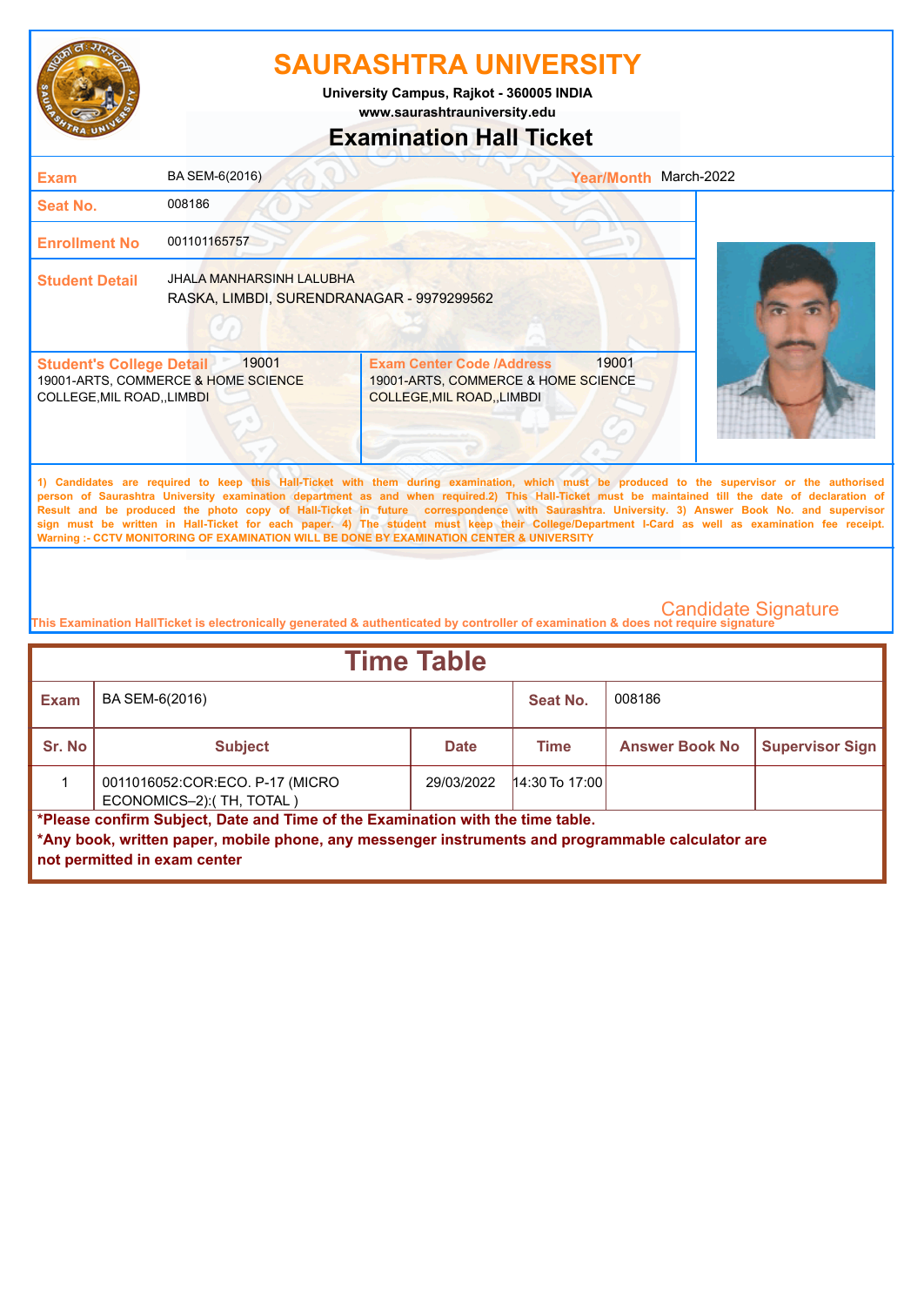# SAURASHTRA UNIVERSITY

**University Campus, Rajkot - 360005 INDIA**
**www.saurashtrauniversity.edu**

## Examination Hall Ticket

| | | | |
|---|---|---|---|
| **Exam** | BA SEM-6(2016) | **Year/Month** | March-2022 |
| **Seat No.** | 008186 | | |
| **Enrollment No** | 001101165757 | | |
| **Student Detail** | JHALA MANHARSINH LALUBHA<br>RASKA, LIMBDI, SURENDRANAGAR - 9979299562 | | |

| **Student's College Detail** 19001 | **Exam Center Code /Address** 19001 |
|---|---|
| 19001-ARTS, COMMERCE & HOME SCIENCE COLLEGE,MIL ROAD,,LIMBDI | 19001-ARTS, COMMERCE & HOME SCIENCE COLLEGE,MIL ROAD,,LIMBDI |

1) Candidates are required to keep this Hall-Ticket with them during examination, which must be produced to the supervisor or the authorised person of Saurashtra University examination department as and when required.2) This Hall-Ticket must be maintained till the date of declaration of Result and be produced the photo copy of Hall-Ticket in future correspondence with Saurashtra. University. 3) Answer Book No. and supervisor sign must be written in Hall-Ticket for each paper. 4) The student must keep their College/Department I-Card as well as examination fee receipt.
Warning :- CCTV MONITORING OF EXAMINATION WILL BE DONE BY EXAMINATION CENTER & UNIVERSITY

Candidate Signature

This Examination HallTicket is electronically generated & authenticated by controller of examination & does not require signature

## Time Table

| **Exam** | BA SEM-6(2016) | | **Seat No.** | 008186 | |
|---|---|---|---|---|---|
| **Sr. No** | **Subject** | **Date** | **Time** | **Answer Book No** | **Supervisor Sign** |
| 1 | 0011016052:COR:ECO. P-17 (MICRO ECONOMICS–2):( TH, TOTAL ) | 29/03/2022 | 14:30 To 17:00 | | |

**\*Please confirm Subject, Date and Time of the Examination with the time table.**
**\*Any book, written paper, mobile phone, any messenger instruments and programmable calculator are not permitted in exam center**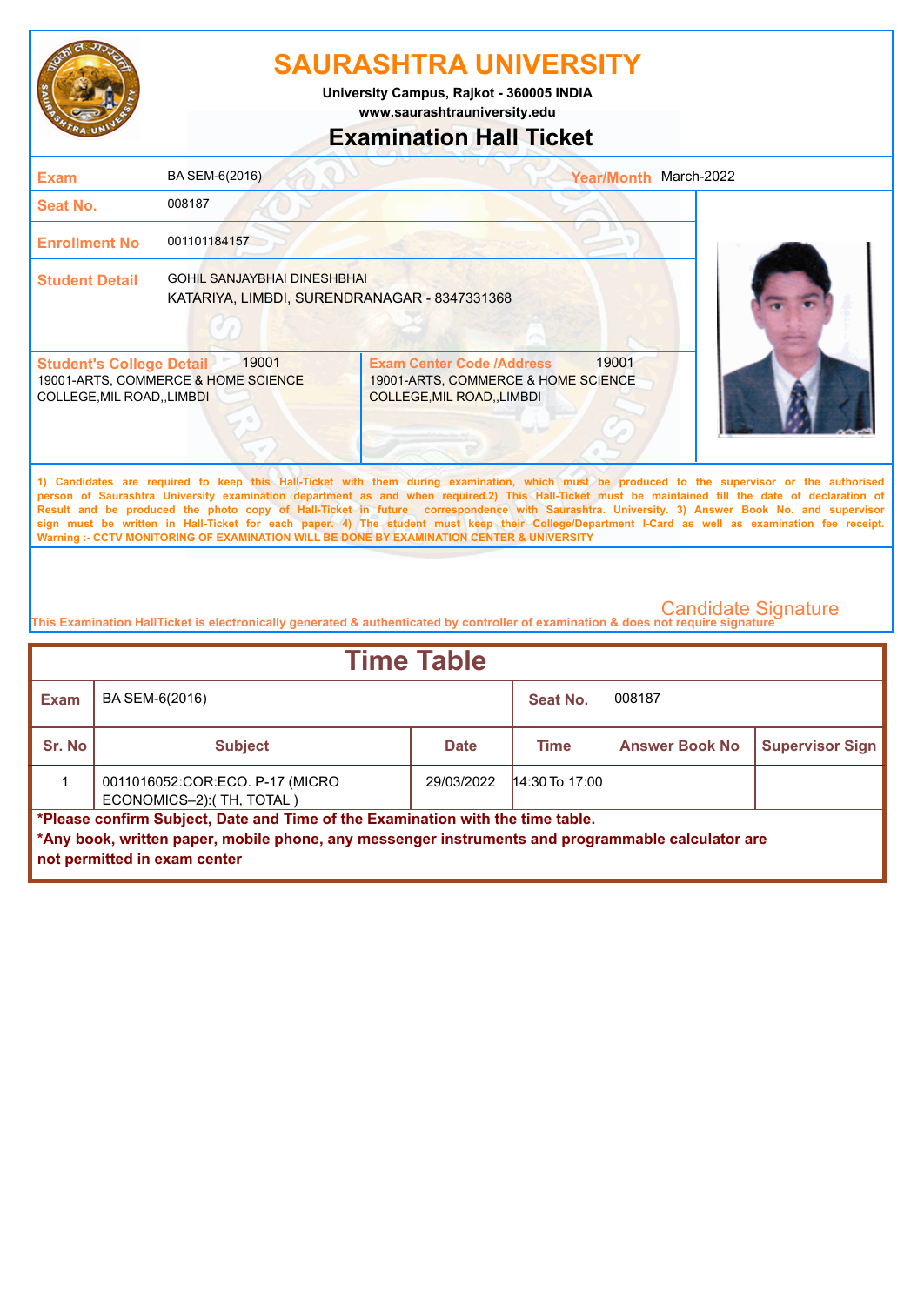# SAURASHTRA UNIVERSITY

**University Campus, Rajkot - 360005 INDIA**
**www.saurashtrauniversity.edu**

## Examination Hall Ticket

| | | | |
|---|---|---|---|
| **Exam** | BA SEM-6(2016) | **Year/Month** | March-2022 |
| **Seat No.** | 008187 | | |
| **Enrollment No** | 001101184157 | | |
| **Student Detail** | GOHIL SANJAYBHAI DINESHBHAI<br>KATARIYA, LIMBDI, SURENDRANAGAR - 8347331368 | | |

| **Student's College Detail** 19001 | **Exam Center Code /Address** 19001 |
|---|---|
| 19001-ARTS, COMMERCE & HOME SCIENCE COLLEGE,MIL ROAD,,LIMBDI | 19001-ARTS, COMMERCE & HOME SCIENCE COLLEGE,MIL ROAD,,LIMBDI |

1) Candidates are required to keep this Hall-Ticket with them during examination, which must be produced to the supervisor or the authorised person of Saurashtra University examination department as and when required.2) This Hall-Ticket must be maintained till the date of declaration of Result and be produced the photo copy of Hall-Ticket in future correspondence with Saurashtra. University. 3) Answer Book No. and supervisor sign must be written in Hall-Ticket for each paper. 4) The student must keep their College/Department I-Card as well as examination fee receipt.
Warning :- CCTV MONITORING OF EXAMINATION WILL BE DONE BY EXAMINATION CENTER & UNIVERSITY

Candidate Signature

This Examination HallTicket is electronically generated & authenticated by controller of examination & does not require signature

## Time Table

| **Exam** | BA SEM-6(2016) | | **Seat No.** | 008187 | |
|---|---|---|---|---|---|
| **Sr. No** | **Subject** | **Date** | **Time** | **Answer Book No** | **Supervisor Sign** |
| 1 | 0011016052:COR:ECO. P-17 (MICRO ECONOMICS–2):( TH, TOTAL ) | 29/03/2022 | 14:30 To 17:00 | | |

**\*Please confirm Subject, Date and Time of the Examination with the time table.**
**\*Any book, written paper, mobile phone, any messenger instruments and programmable calculator are not permitted in exam center**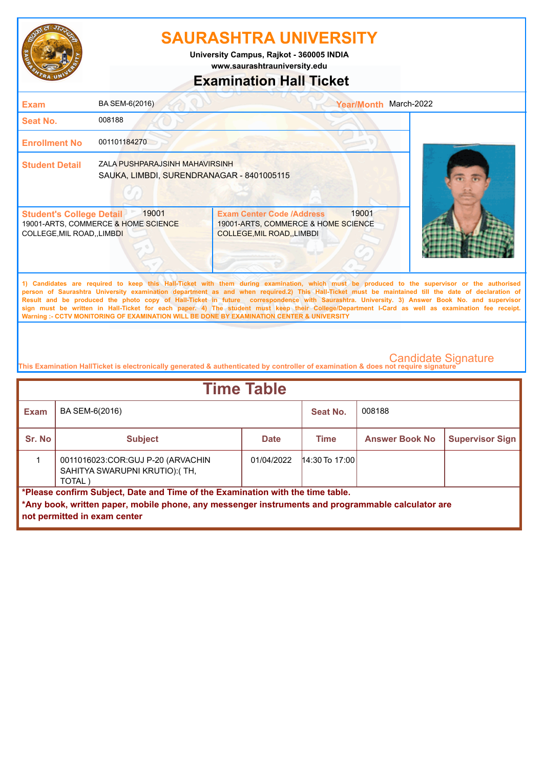# SAURASHTRA UNIVERSITY

**University Campus, Rajkot - 360005 INDIA**
**www.saurashtrauniversity.edu**

## Examination Hall Ticket

| | | | |
|---|---|---|---|
| **Exam** | BA SEM-6(2016) | **Year/Month** | March-2022 |
| **Seat No.** | 008188 | | |
| **Enrollment No** | 001101184270 | | |
| **Student Detail** | ZALA PUSHPARAJSINH MAHAVIRSINH<br>SAUKA, LIMBDI, SURENDRANAGAR - 8401005115 | | |

| **Student's College Detail** 19001 | **Exam Center Code /Address** 19001 |
|---|---|
| 19001-ARTS, COMMERCE & HOME SCIENCE COLLEGE,MIL ROAD,,LIMBDI | 19001-ARTS, COMMERCE & HOME SCIENCE COLLEGE,MIL ROAD,,LIMBDI |

1) Candidates are required to keep this Hall-Ticket with them during examination, which must be produced to the supervisor or the authorised person of Saurashtra University examination department as and when required.2) This Hall-Ticket must be maintained till the date of declaration of Result and be produced the photo copy of Hall-Ticket in future correspondence with Saurashtra. University. 3) Answer Book No. and supervisor sign must be written in Hall-Ticket for each paper. 4) The student must keep their College/Department I-Card as well as examination fee receipt.
Warning :- CCTV MONITORING OF EXAMINATION WILL BE DONE BY EXAMINATION CENTER & UNIVERSITY

Candidate Signature

This Examination HallTicket is electronically generated & authenticated by controller of examination & does not require signature

## Time Table

| **Exam** | BA SEM-6(2016) | | **Seat No.** | 008188 | |
|---|---|---|---|---|---|
| **Sr. No** | **Subject** | **Date** | **Time** | **Answer Book No** | **Supervisor Sign** |
| 1 | 0011016023:COR:GUJ P-20 (ARVACHIN SAHITYA SWARUPNI KRUTIO):( TH, TOTAL ) | 01/04/2022 | 14:30 To 17:00 | | |

**\*Please confirm Subject, Date and Time of the Examination with the time table.**

**\*Any book, written paper, mobile phone, any messenger instruments and programmable calculator are not permitted in exam center**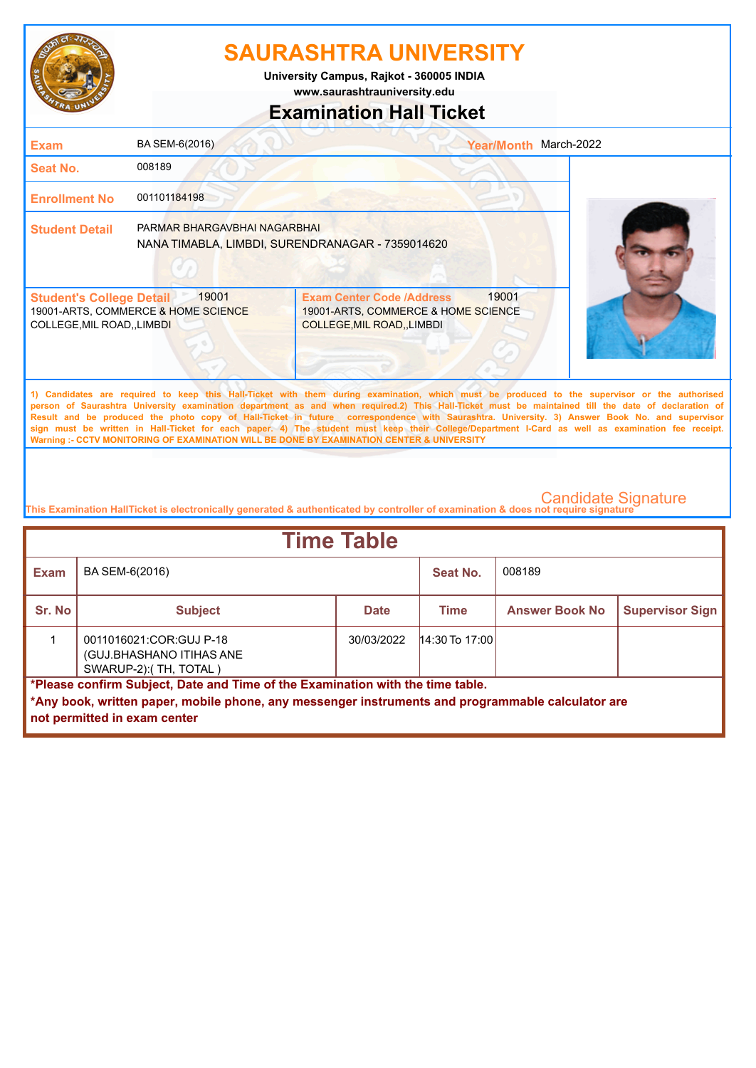# SAURASHTRA UNIVERSITY

**University Campus, Rajkot - 360005 INDIA**
**www.saurashtrauniversity.edu**

## Examination Hall Ticket

| | | | |
|---|---|---|---|
| **Exam** | BA SEM-6(2016) | **Year/Month** | March-2022 |
| **Seat No.** | 008189 | | |
| **Enrollment No** | 001101184198 | | |
| **Student Detail** | PARMAR BHARGAVBHAI NAGARBHAI<br>NANA TIMABLA, LIMBDI, SURENDRANAGAR - 7359014620 | | |

| **Student's College Detail** 19001 | **Exam Center Code /Address** 19001 |
|---|---|
| 19001-ARTS, COMMERCE & HOME SCIENCE COLLEGE,MIL ROAD,,LIMBDI | 19001-ARTS, COMMERCE & HOME SCIENCE COLLEGE,MIL ROAD,,LIMBDI |

1) Candidates are required to keep this Hall-Ticket with them during examination, which must be produced to the supervisor or the authorised person of Saurashtra University examination department as and when required.2) This Hall-Ticket must be maintained till the date of declaration of Result and be produced the photo copy of Hall-Ticket in future correspondence with Saurashtra. University. 3) Answer Book No. and supervisor sign must be written in Hall-Ticket for each paper. 4) The student must keep their College/Department I-Card as well as examination fee receipt.
Warning :- CCTV MONITORING OF EXAMINATION WILL BE DONE BY EXAMINATION CENTER & UNIVERSITY

Candidate Signature

This Examination HallTicket is electronically generated & authenticated by controller of examination & does not require signature

## Time Table

| **Exam** | BA SEM-6(2016) | | **Seat No.** | 008189 | |
|---|---|---|---|---|---|
| **Sr. No** | **Subject** | **Date** | **Time** | **Answer Book No** | **Supervisor Sign** |
| 1 | 0011016021:COR:GUJ P-18 (GUJ.BHASHANO ITIHAS ANE SWARUP-2):( TH, TOTAL ) | 30/03/2022 | 14:30 To 17:00 | | |

**\*Please confirm Subject, Date and Time of the Examination with the time table.**

**\*Any book, written paper, mobile phone, any messenger instruments and programmable calculator are not permitted in exam center**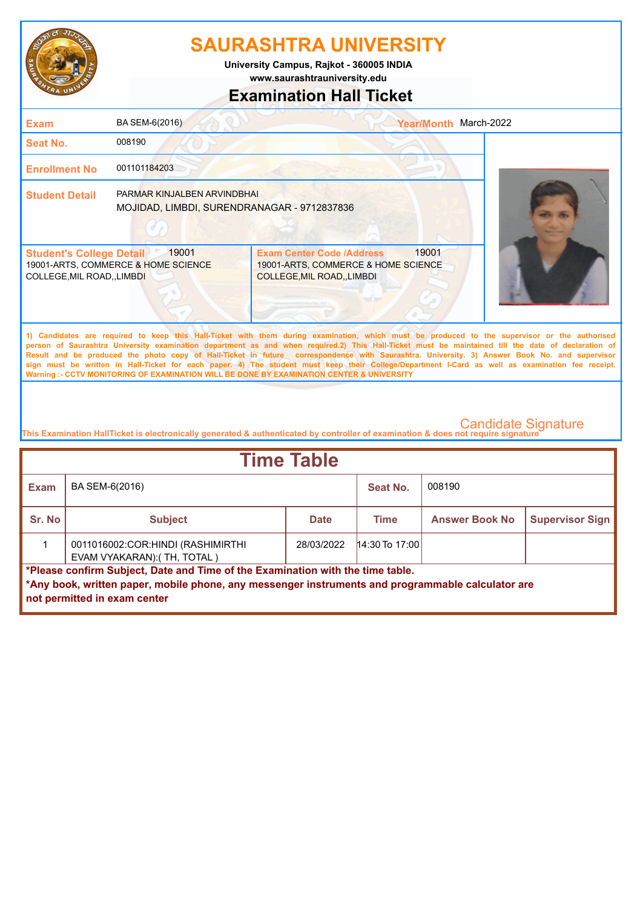# SAURASHTRA UNIVERSITY

**University Campus, Rajkot - 360005 INDIA**

**www.saurashtrauniversity.edu**

## Examination Hall Ticket

| | | | |
|---|---|---|---|
| **Exam** | BA SEM-6(2016) | **Year/Month** | March-2022 |
| **Seat No.** | 008190 | | |
| **Enrollment No** | 001101184203 | | |
| **Student Detail** | PARMAR KINJALBEN ARVINDBHAI<br>MOJIDAD, LIMBDI, SURENDRANAGAR - 9712837836 | | |

| | |
|---|---|
| **Student's College Detail** 19001<br>19001-ARTS, COMMERCE & HOME SCIENCE COLLEGE,MIL ROAD,,LIMBDI | **Exam Center Code /Address** 19001<br>19001-ARTS, COMMERCE & HOME SCIENCE COLLEGE,MIL ROAD,,LIMBDI |

1) Candidates are required to keep this Hall-Ticket with them during examination, which must be produced to the supervisor or the authorised person of Saurashtra University examination department as and when required.2) This Hall-Ticket must be maintained till the date of declaration of Result and be produced the photo copy of Hall-Ticket in future correspondence with Saurashtra. University. 3) Answer Book No. and supervisor sign must be written in Hall-Ticket for each paper. 4) The student must keep their College/Department I-Card as well as examination fee receipt.
Warning :- CCTV MONITORING OF EXAMINATION WILL BE DONE BY EXAMINATION CENTER & UNIVERSITY

Candidate Signature

This Examination HallTicket is electronically generated & authenticated by controller of examination & does not require signature

## Time Table

| | | | | | |
|---|---|---|---|---|---|
| **Exam** | BA SEM-6(2016) | | **Seat No.** | 008190 | |
| **Sr. No** | **Subject** | **Date** | **Time** | **Answer Book No** | **Supervisor Sign** |
| 1 | 0011016002:COR:HINDI (RASHIMIRTHI EVAM VYAKARAN):( TH, TOTAL ) | 28/03/2022 | 14:30 To 17:00 | | |

**\*Please confirm Subject, Date and Time of the Examination with the time table.**

**\*Any book, written paper, mobile phone, any messenger instruments and programmable calculator are not permitted in exam center**